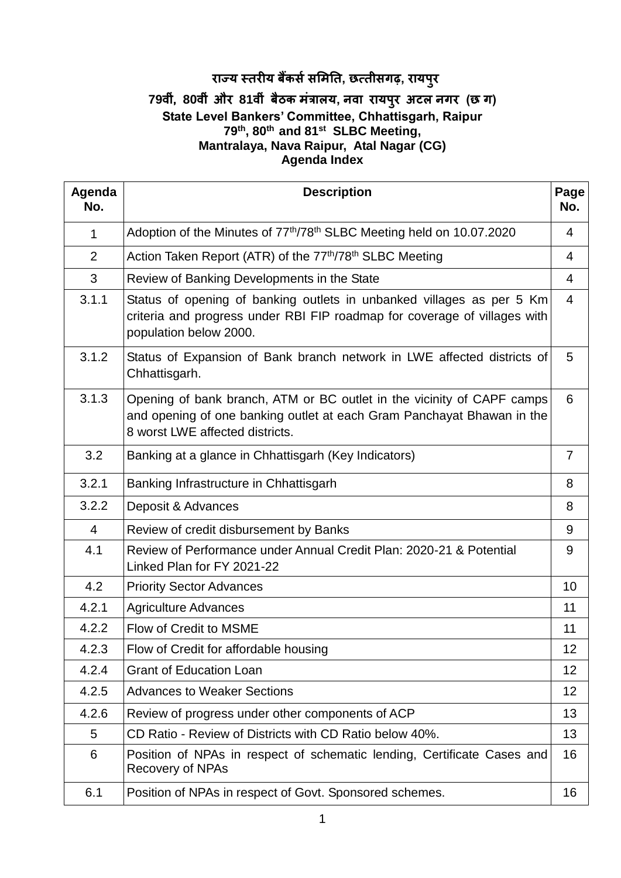# राज्य स्तरीय बैंकर्स समिति, छत्तीसगढ़, रायपुर

## 79वीं, 80वीं और 81वीं बैठक मंत्रालय, नवा रायपुर अटल नगर (छ ग)

## State Level Bankers' Committee, Chhattisgarh, Raipur

## 79th, 80th and 81st SLBC Meeting,

## Mantralaya, Nava Raipur, Atal Nagar (CG)

## Agenda Index

| Agenda No. | Description | Page No. |
|---|---|---|
| 1 | Adoption of the Minutes of 77th/78th SLBC Meeting held on 10.07.2020 | 4 |
| 2 | Action Taken Report (ATR) of the 77th/78th SLBC Meeting | 4 |
| 3 | Review of Banking Developments in the State | 4 |
| 3.1.1 | Status of opening of banking outlets in unbanked villages as per 5 Km criteria and progress under RBI FIP roadmap for coverage of villages with population below 2000. | 4 |
| 3.1.2 | Status of Expansion of Bank branch network in LWE affected districts of Chhattisgarh. | 5 |
| 3.1.3 | Opening of bank branch, ATM or BC outlet in the vicinity of CAPF camps and opening of one banking outlet at each Gram Panchayat Bhawan in the 8 worst LWE affected districts. | 6 |
| 3.2 | Banking at a glance in Chhattisgarh (Key Indicators) | 7 |
| 3.2.1 | Banking Infrastructure in Chhattisgarh | 8 |
| 3.2.2 | Deposit & Advances | 8 |
| 4 | Review of credit disbursement by Banks | 9 |
| 4.1 | Review of Performance under Annual Credit Plan: 2020-21 & Potential Linked Plan for FY 2021-22 | 9 |
| 4.2 | Priority Sector Advances | 10 |
| 4.2.1 | Agriculture Advances | 11 |
| 4.2.2 | Flow of Credit to MSME | 11 |
| 4.2.3 | Flow of Credit for affordable housing | 12 |
| 4.2.4 | Grant of Education Loan | 12 |
| 4.2.5 | Advances to Weaker Sections | 12 |
| 4.2.6 | Review of progress under other components of ACP | 13 |
| 5 | CD Ratio - Review of Districts with CD Ratio below 40%. | 13 |
| 6 | Position of NPAs in respect of schematic lending, Certificate Cases and Recovery of NPAs | 16 |
| 6.1 | Position of NPAs in respect of Govt. Sponsored schemes. | 16 |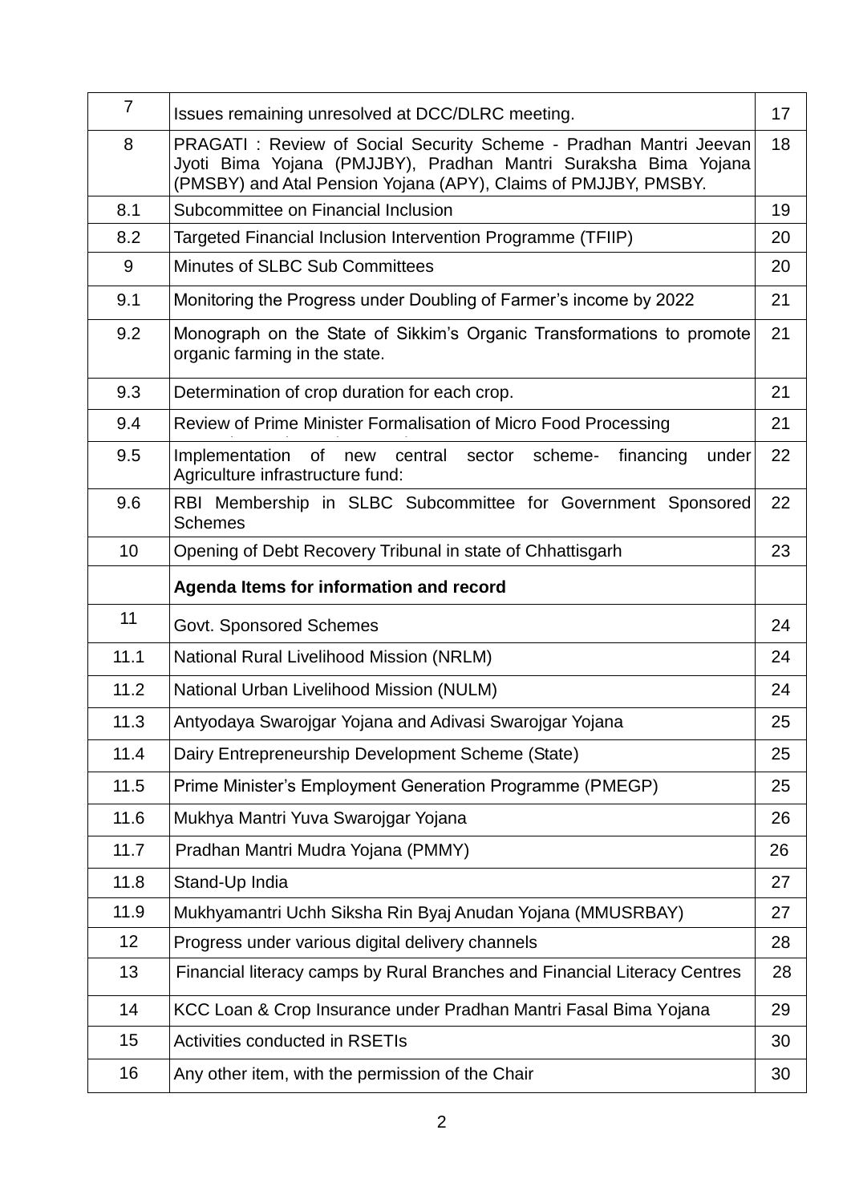| | | |
|---|---|---|
| 7 | Issues remaining unresolved at DCC/DLRC meeting. | 17 |
| 8 | PRAGATI : Review of Social Security Scheme - Pradhan Mantri Jeevan Jyoti Bima Yojana (PMJJBY), Pradhan Mantri Suraksha Bima Yojana (PMSBY) and Atal Pension Yojana (APY), Claims of PMJJBY, PMSBY. | 18 |
| 8.1 | Subcommittee on Financial Inclusion | 19 |
| 8.2 | Targeted Financial Inclusion Intervention Programme (TFIIP) | 20 |
| 9 | Minutes of SLBC Sub Committees | 20 |
| 9.1 | Monitoring the Progress under Doubling of Farmer's income by 2022 | 21 |
| 9.2 | Monograph on the State of Sikkim's Organic Transformations to promote organic farming in the state. | 21 |
| 9.3 | Determination of crop duration for each crop. | 21 |
| 9.4 | Review of Prime Minister Formalisation of Micro Food Processing | 21 |
| 9.5 | Implementation of new central sector scheme- financing under Agriculture infrastructure fund: | 22 |
| 9.6 | RBI Membership in SLBC Subcommittee for Government Sponsored Schemes | 22 |
| 10 | Opening of Debt Recovery Tribunal in state of Chhattisgarh | 23 |
| | **Agenda Items for information and record** | |
| 11 | Govt. Sponsored Schemes | 24 |
| 11.1 | National Rural Livelihood Mission (NRLM) | 24 |
| 11.2 | National Urban Livelihood Mission (NULM) | 24 |
| 11.3 | Antyodaya Swarojgar Yojana and Adivasi Swarojgar Yojana | 25 |
| 11.4 | Dairy Entrepreneurship Development Scheme (State) | 25 |
| 11.5 | Prime Minister's Employment Generation Programme (PMEGP) | 25 |
| 11.6 | Mukhya Mantri Yuva Swarojgar Yojana | 26 |
| 11.7 | Pradhan Mantri Mudra Yojana (PMMY) | 26 |
| 11.8 | Stand-Up India | 27 |
| 11.9 | Mukhyamantri Uchh Siksha Rin Byaj Anudan Yojana (MMUSRBAY) | 27 |
| 12 | Progress under various digital delivery channels | 28 |
| 13 | Financial literacy camps by Rural Branches and Financial Literacy Centres | 28 |
| 14 | KCC Loan & Crop Insurance under Pradhan Mantri Fasal Bima Yojana | 29 |
| 15 | Activities conducted in RSETIs | 30 |
| 16 | Any other item, with the permission of the Chair | 30 |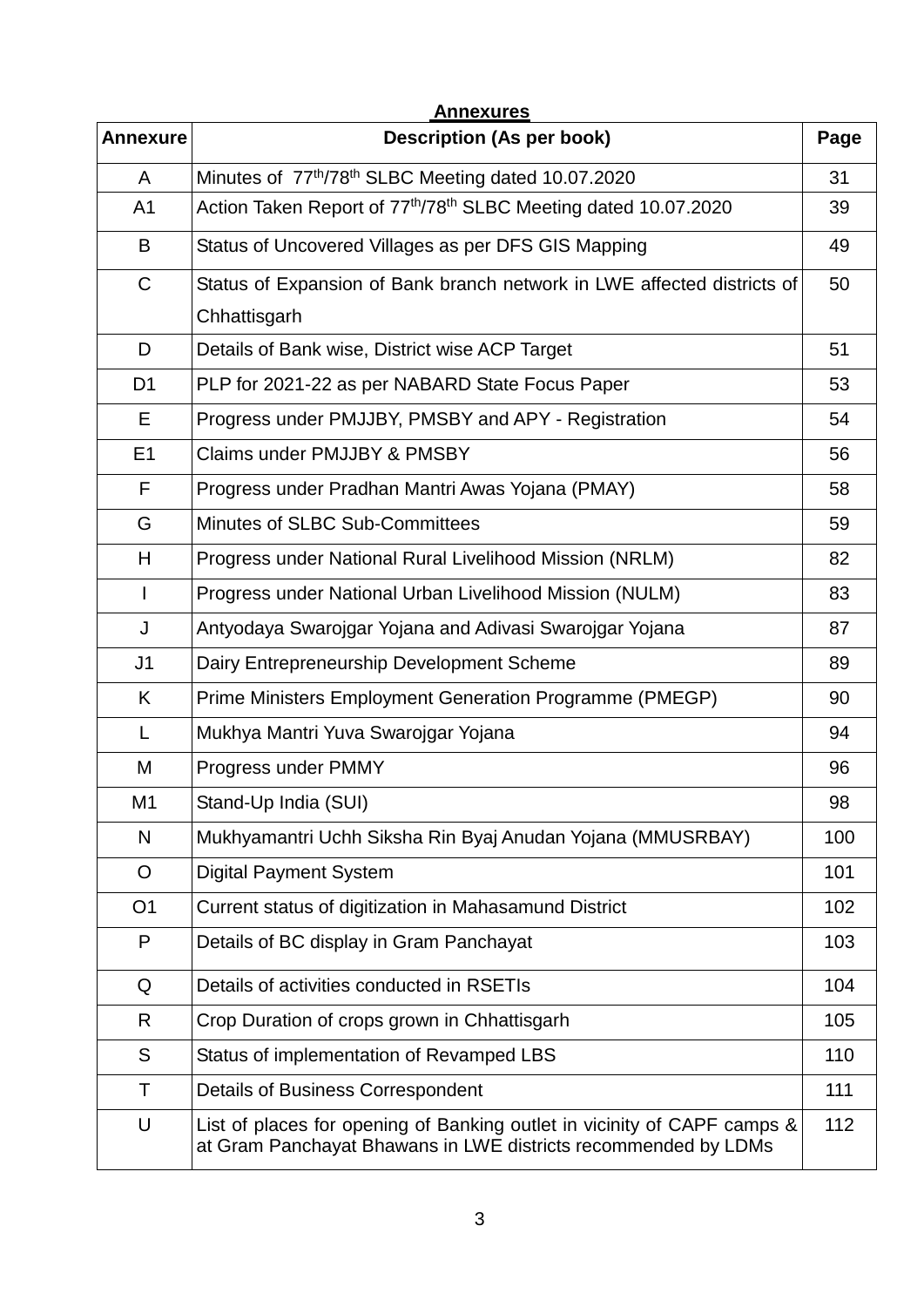## Annexures

| Annexure | Description (As per book) | Page |
|---|---|---|
| A | Minutes of 77th/78th SLBC Meeting dated 10.07.2020 | 31 |
| A1 | Action Taken Report of 77th/78th SLBC Meeting dated 10.07.2020 | 39 |
| B | Status of Uncovered Villages as per DFS GIS Mapping | 49 |
| C | Status of Expansion of Bank branch network in LWE affected districts of Chhattisgarh | 50 |
| D | Details of Bank wise, District wise ACP Target | 51 |
| D1 | PLP for 2021-22 as per NABARD State Focus Paper | 53 |
| E | Progress under PMJJBY, PMSBY and APY - Registration | 54 |
| E1 | Claims under PMJJBY & PMSBY | 56 |
| F | Progress under Pradhan Mantri Awas Yojana (PMAY) | 58 |
| G | Minutes of SLBC Sub-Committees | 59 |
| H | Progress under National Rural Livelihood Mission (NRLM) | 82 |
| I | Progress under National Urban Livelihood Mission (NULM) | 83 |
| J | Antyodaya Swarojgar Yojana and Adivasi Swarojgar Yojana | 87 |
| J1 | Dairy Entrepreneurship Development Scheme | 89 |
| K | Prime Ministers Employment Generation Programme (PMEGP) | 90 |
| L | Mukhya Mantri Yuva Swarojgar Yojana | 94 |
| M | Progress under PMMY | 96 |
| M1 | Stand-Up India (SUI) | 98 |
| N | Mukhyamantri Uchh Siksha Rin Byaj Anudan Yojana (MMUSRBAY) | 100 |
| O | Digital Payment System | 101 |
| O1 | Current status of digitization in Mahasamund District | 102 |
| P | Details of BC display in Gram Panchayat | 103 |
| Q | Details of activities conducted in RSETIs | 104 |
| R | Crop Duration of crops grown in Chhattisgarh | 105 |
| S | Status of implementation of Revamped LBS | 110 |
| T | Details of Business Correspondent | 111 |
| U | List of places for opening of Banking outlet in vicinity of CAPF camps & at Gram Panchayat Bhawans in LWE districts recommended by LDMs | 112 |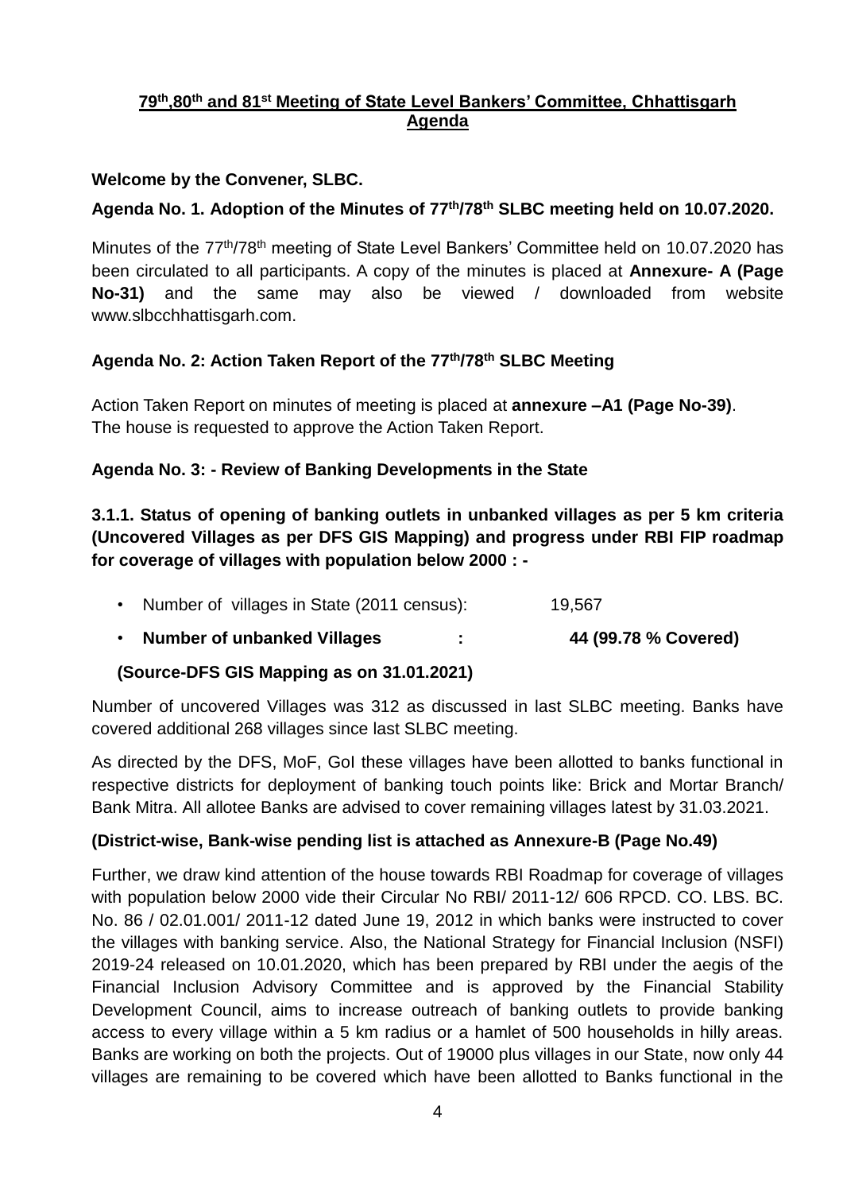**79th,80th and 81st Meeting of State Level Bankers' Committee, Chhattisgarh Agenda**

**Welcome by the Convener, SLBC.**

**Agenda No. 1. Adoption of the Minutes of 77th/78th SLBC meeting held on 10.07.2020.**

Minutes of the 77th/78th meeting of State Level Bankers' Committee held on 10.07.2020 has been circulated to all participants. A copy of the minutes is placed at **Annexure- A (Page No-31)** and the same may also be viewed / downloaded from website www.slbcchhattisgarh.com.

**Agenda No. 2: Action Taken Report of the 77th/78th SLBC Meeting**

Action Taken Report on minutes of meeting is placed at **annexure –A1 (Page No-39)**. The house is requested to approve the Action Taken Report.

**Agenda No. 3: - Review of Banking Developments in the State**

**3.1.1. Status of opening of banking outlets in unbanked villages as per 5 km criteria (Uncovered Villages as per DFS GIS Mapping) and progress under RBI FIP roadmap for coverage of villages with population below 2000 : -**

- Number of villages in State (2011 census): 19,567
- **Number of unbanked Villages : 44 (99.78 % Covered)**

**(Source-DFS GIS Mapping as on 31.01.2021)**

Number of uncovered Villages was 312 as discussed in last SLBC meeting. Banks have covered additional 268 villages since last SLBC meeting.

As directed by the DFS, MoF, GoI these villages have been allotted to banks functional in respective districts for deployment of banking touch points like: Brick and Mortar Branch/ Bank Mitra. All allotee Banks are advised to cover remaining villages latest by 31.03.2021.

**(District-wise, Bank-wise pending list is attached as Annexure-B (Page No.49)**

Further, we draw kind attention of the house towards RBI Roadmap for coverage of villages with population below 2000 vide their Circular No RBI/ 2011-12/ 606 RPCD. CO. LBS. BC. No. 86 / 02.01.001/ 2011-12 dated June 19, 2012 in which banks were instructed to cover the villages with banking service. Also, the National Strategy for Financial Inclusion (NSFI) 2019-24 released on 10.01.2020, which has been prepared by RBI under the aegis of the Financial Inclusion Advisory Committee and is approved by the Financial Stability Development Council, aims to increase outreach of banking outlets to provide banking access to every village within a 5 km radius or a hamlet of 500 households in hilly areas. Banks are working on both the projects. Out of 19000 plus villages in our State, now only 44 villages are remaining to be covered which have been allotted to Banks functional in the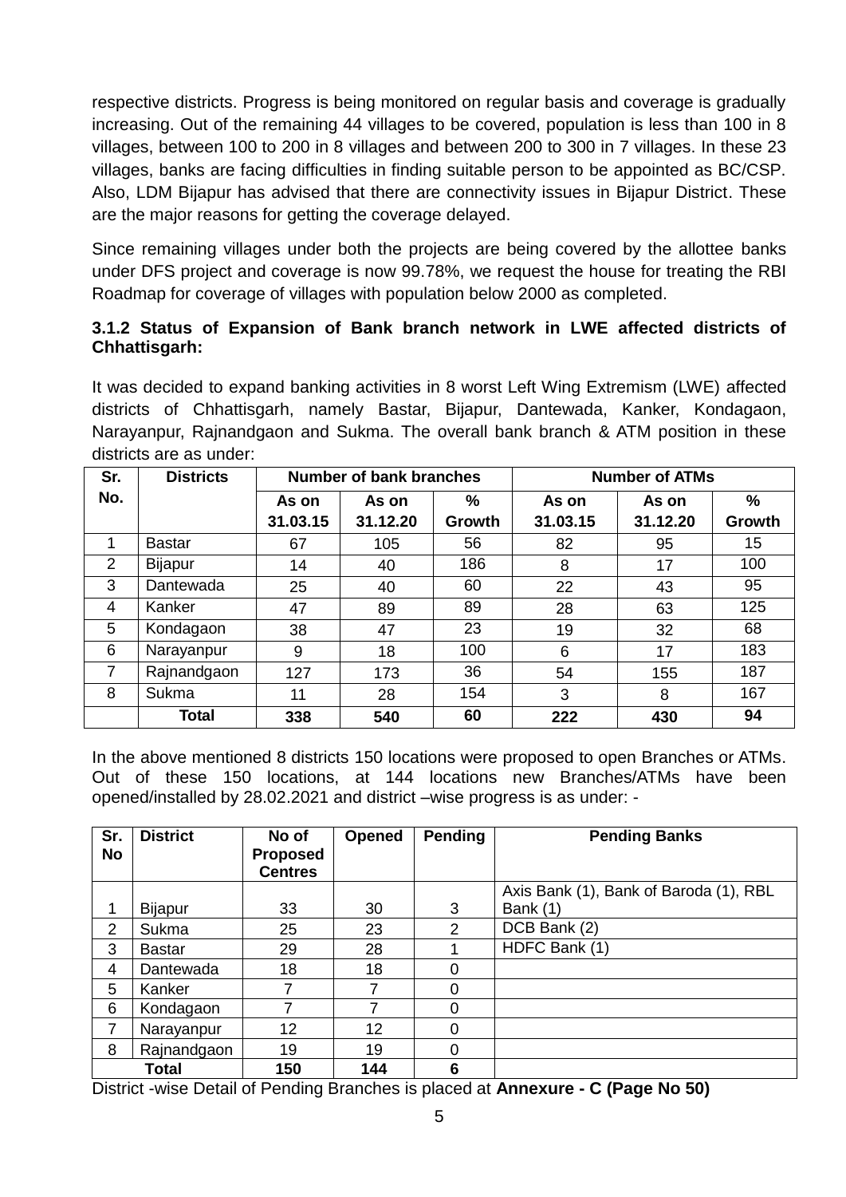respective districts. Progress is being monitored on regular basis and coverage is gradually increasing. Out of the remaining 44 villages to be covered, population is less than 100 in 8 villages, between 100 to 200 in 8 villages and between 200 to 300 in 7 villages. In these 23 villages, banks are facing difficulties in finding suitable person to be appointed as BC/CSP. Also, LDM Bijapur has advised that there are connectivity issues in Bijapur District. These are the major reasons for getting the coverage delayed.

Since remaining villages under both the projects are being covered by the allottee banks under DFS project and coverage is now 99.78%, we request the house for treating the RBI Roadmap for coverage of villages with population below 2000 as completed.

### 3.1.2 Status of Expansion of Bank branch network in LWE affected districts of Chhattisgarh:

It was decided to expand banking activities in 8 worst Left Wing Extremism (LWE) affected districts of Chhattisgarh, namely Bastar, Bijapur, Dantewada, Kanker, Kondagaon, Narayanpur, Rajnandgaon and Sukma. The overall bank branch & ATM position in these districts are as under:

| Sr. No. | Districts | Number of bank branches | | | Number of ATMs | | |
|---|---|---|---|---|---|---|---|
| | | As on 31.03.15 | As on 31.12.20 | % Growth | As on 31.03.15 | As on 31.12.20 | % Growth |
| 1 | Bastar | 67 | 105 | 56 | 82 | 95 | 15 |
| 2 | Bijapur | 14 | 40 | 186 | 8 | 17 | 100 |
| 3 | Dantewada | 25 | 40 | 60 | 22 | 43 | 95 |
| 4 | Kanker | 47 | 89 | 89 | 28 | 63 | 125 |
| 5 | Kondagaon | 38 | 47 | 23 | 19 | 32 | 68 |
| 6 | Narayanpur | 9 | 18 | 100 | 6 | 17 | 183 |
| 7 | Rajnandgaon | 127 | 173 | 36 | 54 | 155 | 187 |
| 8 | Sukma | 11 | 28 | 154 | 3 | 8 | 167 |
| | **Total** | **338** | **540** | **60** | **222** | **430** | **94** |

In the above mentioned 8 districts 150 locations were proposed to open Branches or ATMs. Out of these 150 locations, at 144 locations new Branches/ATMs have been opened/installed by 28.02.2021 and district –wise progress is as under: -

| Sr. No | District | No of Proposed Centres | Opened | Pending | Pending Banks |
|---|---|---|---|---|---|
| 1 | Bijapur | 33 | 30 | 3 | Axis Bank (1), Bank of Baroda (1), RBL Bank (1) |
| 2 | Sukma | 25 | 23 | 2 | DCB Bank (2) |
| 3 | Bastar | 29 | 28 | 1 | HDFC Bank (1) |
| 4 | Dantewada | 18 | 18 | 0 | |
| 5 | Kanker | 7 | 7 | 0 | |
| 6 | Kondagaon | 7 | 7 | 0 | |
| 7 | Narayanpur | 12 | 12 | 0 | |
| 8 | Rajnandgaon | 19 | 19 | 0 | |
| **Total** | | **150** | **144** | **6** | |

District -wise Detail of Pending Branches is placed at **Annexure - C (Page No 50)**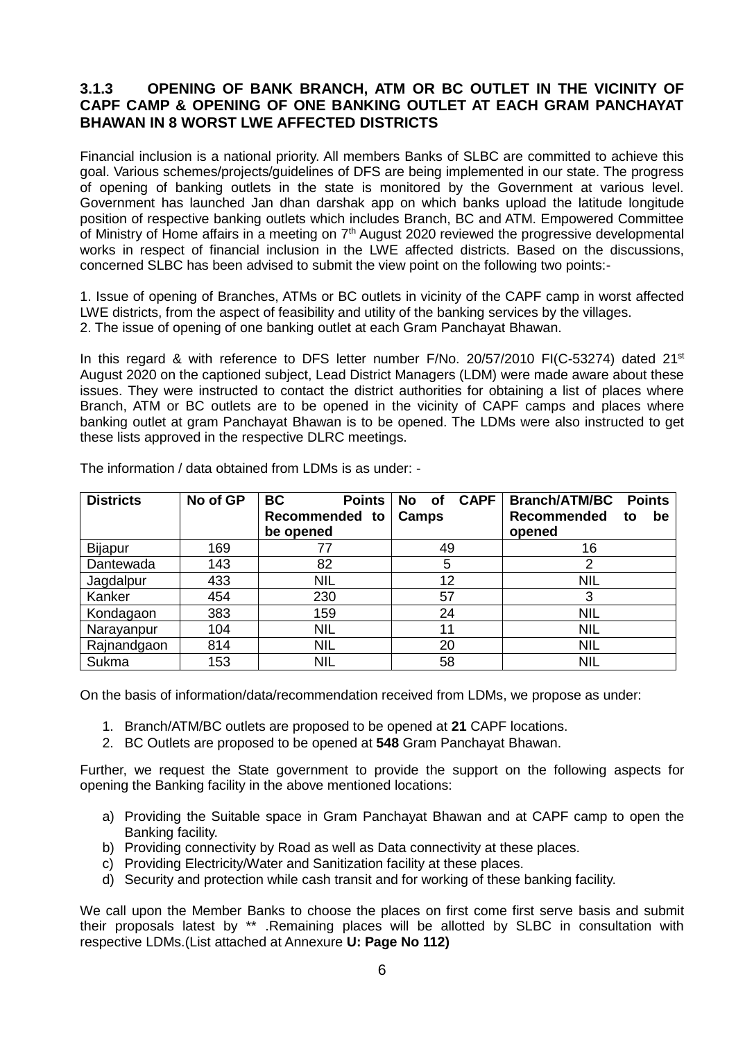### 3.1.3 OPENING OF BANK BRANCH, ATM OR BC OUTLET IN THE VICINITY OF CAPF CAMP & OPENING OF ONE BANKING OUTLET AT EACH GRAM PANCHAYAT BHAWAN IN 8 WORST LWE AFFECTED DISTRICTS

Financial inclusion is a national priority. All members Banks of SLBC are committed to achieve this goal. Various schemes/projects/guidelines of DFS are being implemented in our state. The progress of opening of banking outlets in the state is monitored by the Government at various level. Government has launched Jan dhan darshak app on which banks upload the latitude longitude position of respective banking outlets which includes Branch, BC and ATM. Empowered Committee of Ministry of Home affairs in a meeting on 7th August 2020 reviewed the progressive developmental works in respect of financial inclusion in the LWE affected districts. Based on the discussions, concerned SLBC has been advised to submit the view point on the following two points:-

1. Issue of opening of Branches, ATMs or BC outlets in vicinity of the CAPF camp in worst affected LWE districts, from the aspect of feasibility and utility of the banking services by the villages.
2. The issue of opening of one banking outlet at each Gram Panchayat Bhawan.

In this regard & with reference to DFS letter number F/No. 20/57/2010 FI(C-53274) dated 21st August 2020 on the captioned subject, Lead District Managers (LDM) were made aware about these issues. They were instructed to contact the district authorities for obtaining a list of places where Branch, ATM or BC outlets are to be opened in the vicinity of CAPF camps and places where banking outlet at gram Panchayat Bhawan is to be opened. The LDMs were also instructed to get these lists approved in the respective DLRC meetings.

The information / data obtained from LDMs is as under: -

| Districts | No of GP | BC Points Recommended to be opened | No of CAPF Camps | Branch/ATM/BC Points Recommended to be opened |
|---|---|---|---|---|
| Bijapur | 169 | 77 | 49 | 16 |
| Dantewada | 143 | 82 | 5 | 2 |
| Jagdalpur | 433 | NIL | 12 | NIL |
| Kanker | 454 | 230 | 57 | 3 |
| Kondagaon | 383 | 159 | 24 | NIL |
| Narayanpur | 104 | NIL | 11 | NIL |
| Rajnandgaon | 814 | NIL | 20 | NIL |
| Sukma | 153 | NIL | 58 | NIL |

On the basis of information/data/recommendation received from LDMs, we propose as under:

1. Branch/ATM/BC outlets are proposed to be opened at **21** CAPF locations.
2. BC Outlets are proposed to be opened at **548** Gram Panchayat Bhawan.

Further, we request the State government to provide the support on the following aspects for opening the Banking facility in the above mentioned locations:

a) Providing the Suitable space in Gram Panchayat Bhawan and at CAPF camp to open the Banking facility.
b) Providing connectivity by Road as well as Data connectivity at these places.
c) Providing Electricity/Water and Sanitization facility at these places.
d) Security and protection while cash transit and for working of these banking facility.

We call upon the Member Banks to choose the places on first come first serve basis and submit their proposals latest by ** .Remaining places will be allotted by SLBC in consultation with respective LDMs.(List attached at Annexure **U: Page No 112)**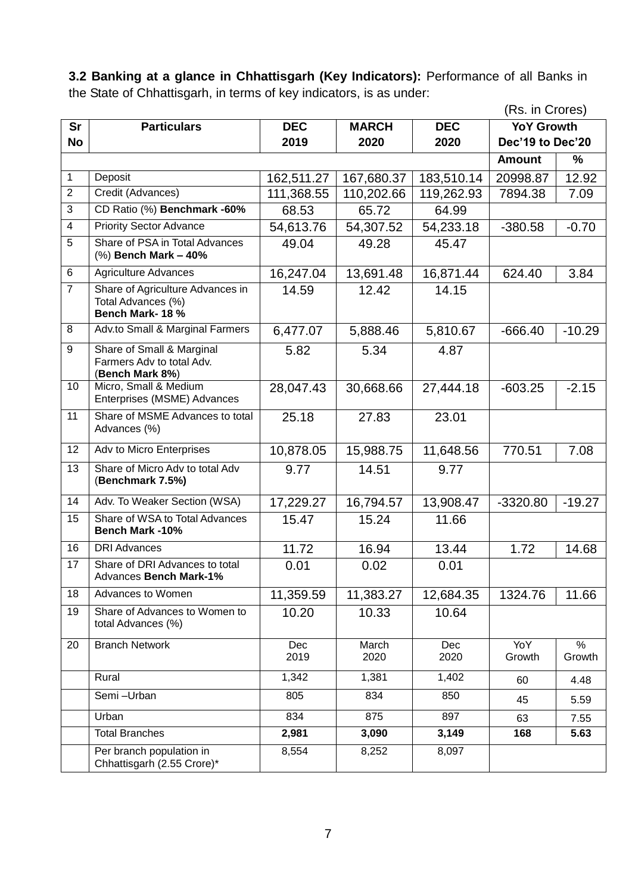**3.2 Banking at a glance in Chhattisgarh (Key Indicators):** Performance of all Banks in the State of Chhattisgarh, in terms of key indicators, is as under:

(Rs. in Crores)

| Sr No | Particulars | DEC 2019 | MARCH 2020 | DEC 2020 | YoY Growth Dec'19 to Dec'20 | |
|---|---|---|---|---|---|---|
| | | | | | Amount | % |
| 1 | Deposit | 162,511.27 | 167,680.37 | 183,510.14 | 20998.87 | 12.92 |
| 2 | Credit (Advances) | 111,368.55 | 110,202.66 | 119,262.93 | 7894.38 | 7.09 |
| 3 | CD Ratio (%) **Benchmark -60%** | 68.53 | 65.72 | 64.99 | | |
| 4 | Priority Sector Advance | 54,613.76 | 54,307.52 | 54,233.18 | -380.58 | -0.70 |
| 5 | Share of PSA in Total Advances (%) **Bench Mark – 40%** | 49.04 | 49.28 | 45.47 | | |
| 6 | Agriculture Advances | 16,247.04 | 13,691.48 | 16,871.44 | 624.40 | 3.84 |
| 7 | Share of Agriculture Advances in Total Advances (%) **Bench Mark- 18 %** | 14.59 | 12.42 | 14.15 | | |
| 8 | Adv.to Small & Marginal Farmers | 6,477.07 | 5,888.46 | 5,810.67 | -666.40 | -10.29 |
| 9 | Share of Small & Marginal Farmers Adv to total Adv. (**Bench Mark 8%**) | 5.82 | 5.34 | 4.87 | | |
| 10 | Micro, Small & Medium Enterprises (MSME) Advances | 28,047.43 | 30,668.66 | 27,444.18 | -603.25 | -2.15 |
| 11 | Share of MSME Advances to total Advances (%) | 25.18 | 27.83 | 23.01 | | |
| 12 | Adv to Micro Enterprises | 10,878.05 | 15,988.75 | 11,648.56 | 770.51 | 7.08 |
| 13 | Share of Micro Adv to total Adv (**Benchmark 7.5%)** | 9.77 | 14.51 | 9.77 | | |
| 14 | Adv. To Weaker Section (WSA) | 17,229.27 | 16,794.57 | 13,908.47 | -3320.80 | -19.27 |
| 15 | Share of WSA to Total Advances **Bench Mark -10%** | 15.47 | 15.24 | 11.66 | | |
| 16 | DRI Advances | 11.72 | 16.94 | 13.44 | 1.72 | 14.68 |
| 17 | Share of DRI Advances to total Advances **Bench Mark-1%** | 0.01 | 0.02 | 0.01 | | |
| 18 | Advances to Women | 11,359.59 | 11,383.27 | 12,684.35 | 1324.76 | 11.66 |
| 19 | Share of Advances to Women to total Advances (%) | 10.20 | 10.33 | 10.64 | | |
| 20 | Branch Network | Dec 2019 | March 2020 | Dec 2020 | YoY Growth | % Growth |
| | Rural | 1,342 | 1,381 | 1,402 | 60 | 4.48 |
| | Semi –Urban | 805 | 834 | 850 | 45 | 5.59 |
| | Urban | 834 | 875 | 897 | 63 | 7.55 |
| | Total Branches | **2,981** | **3,090** | **3,149** | **168** | **5.63** |
| | Per branch population in Chhattisgarh (2.55 Crore)* | 8,554 | 8,252 | 8,097 | | |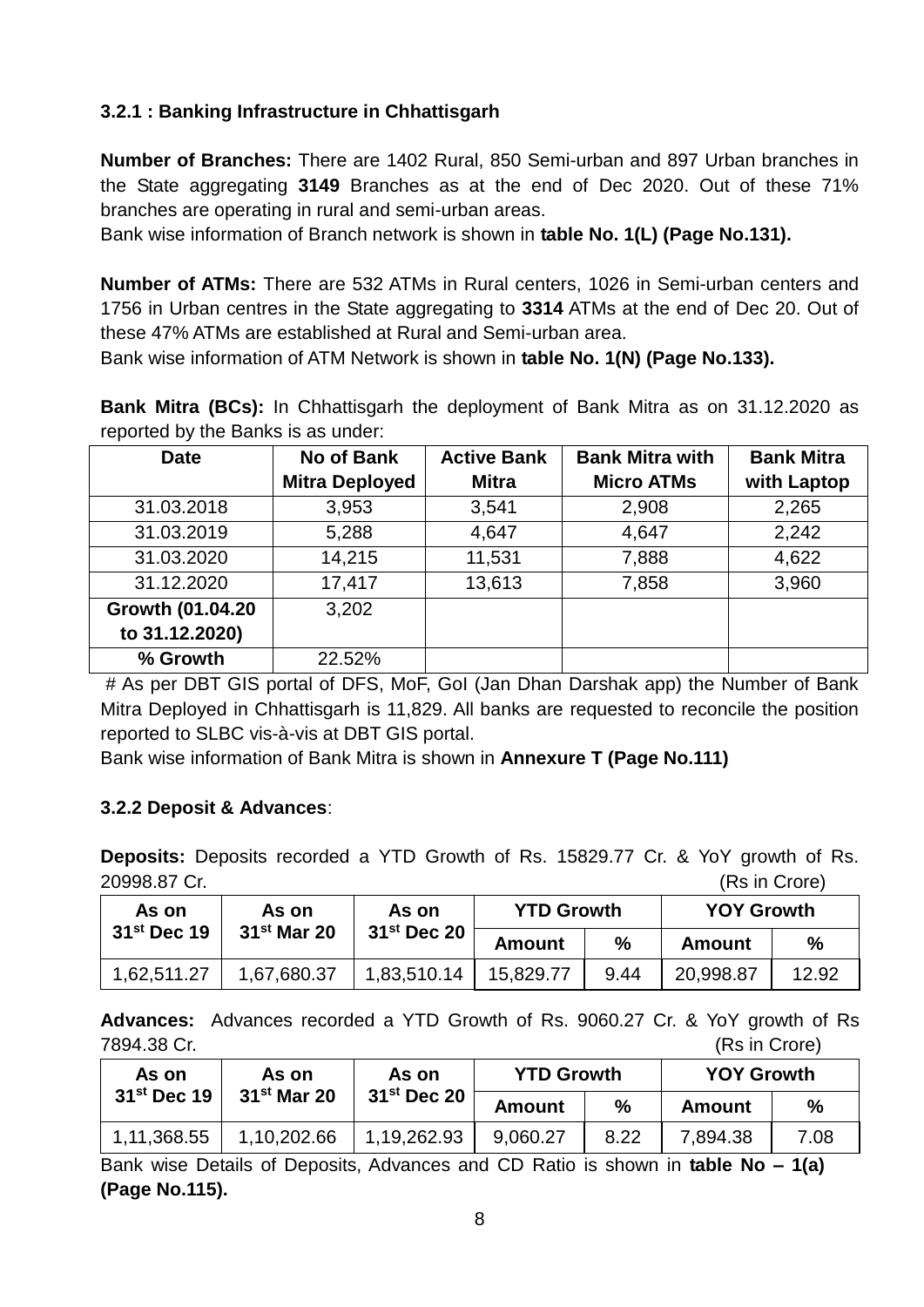### 3.2.1 : Banking Infrastructure in Chhattisgarh

**Number of Branches:** There are 1402 Rural, 850 Semi-urban and 897 Urban branches in the State aggregating **3149** Branches as at the end of Dec 2020. Out of these 71% branches are operating in rural and semi-urban areas.

Bank wise information of Branch network is shown in **table No. 1(L) (Page No.131).**

**Number of ATMs:** There are 532 ATMs in Rural centers, 1026 in Semi-urban centers and 1756 in Urban centres in the State aggregating to **3314** ATMs at the end of Dec 20. Out of these 47% ATMs are established at Rural and Semi-urban area.

Bank wise information of ATM Network is shown in **table No. 1(N) (Page No.133).**

**Bank Mitra (BCs):** In Chhattisgarh the deployment of Bank Mitra as on 31.12.2020 as reported by the Banks is as under:

| Date | No of Bank Mitra Deployed | Active Bank Mitra | Bank Mitra with Micro ATMs | Bank Mitra with Laptop |
|---|---|---|---|---|
| 31.03.2018 | 3,953 | 3,541 | 2,908 | 2,265 |
| 31.03.2019 | 5,288 | 4,647 | 4,647 | 2,242 |
| 31.03.2020 | 14,215 | 11,531 | 7,888 | 4,622 |
| 31.12.2020 | 17,417 | 13,613 | 7,858 | 3,960 |
| **Growth (01.04.20 to 31.12.2020)** | 3,202 | | | |
| **% Growth** | 22.52% | | | |

# As per DBT GIS portal of DFS, MoF, GoI (Jan Dhan Darshak app) the Number of Bank Mitra Deployed in Chhattisgarh is 11,829. All banks are requested to reconcile the position reported to SLBC vis-à-vis at DBT GIS portal.

Bank wise information of Bank Mitra is shown in **Annexure T (Page No.111)**

### 3.2.2 Deposit & Advances:

**Deposits:** Deposits recorded a YTD Growth of Rs. 15829.77 Cr. & YoY growth of Rs. 20998.87 Cr. (Rs in Crore)

| As on 31st Dec 19 | As on 31st Mar 20 | As on 31st Dec 20 | YTD Growth | | YOY Growth | |
|---|---|---|---|---|---|---|
| | | | Amount | % | Amount | % |
| 1,62,511.27 | 1,67,680.37 | 1,83,510.14 | 15,829.77 | 9.44 | 20,998.87 | 12.92 |

**Advances:** Advances recorded a YTD Growth of Rs. 9060.27 Cr. & YoY growth of Rs 7894.38 Cr. (Rs in Crore)

| As on 31st Dec 19 | As on 31st Mar 20 | As on 31st Dec 20 | YTD Growth | | YOY Growth | |
|---|---|---|---|---|---|---|
| | | | Amount | % | Amount | % |
| 1,11,368.55 | 1,10,202.66 | 1,19,262.93 | 9,060.27 | 8.22 | 7,894.38 | 7.08 |

Bank wise Details of Deposits, Advances and CD Ratio is shown in **table No – 1(a) (Page No.115).**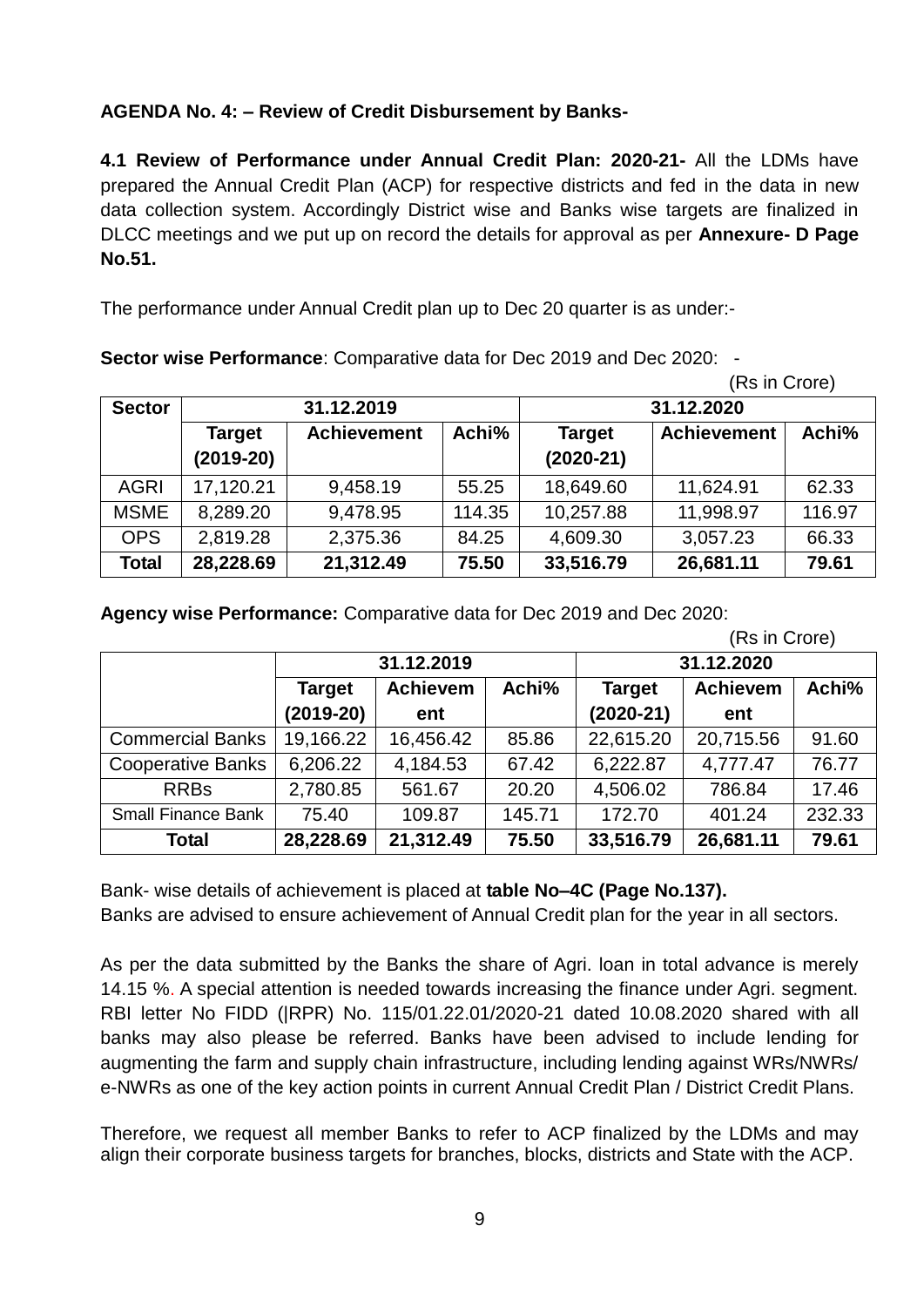**AGENDA No. 4: – Review of Credit Disbursement by Banks-**

**4.1 Review of Performance under Annual Credit Plan: 2020-21-** All the LDMs have prepared the Annual Credit Plan (ACP) for respective districts and fed in the data in new data collection system. Accordingly District wise and Banks wise targets are finalized in DLCC meetings and we put up on record the details for approval as per **Annexure- D Page No.51.**

The performance under Annual Credit plan up to Dec 20 quarter is as under:-

**Sector wise Performance**: Comparative data for Dec 2019 and Dec 2020: -

(Rs in Crore)

| Sector | 31.12.2019 | | | 31.12.2020 | | |
|---|---|---|---|---|---|---|
| | Target (2019-20) | Achievement | Achi% | Target (2020-21) | Achievement | Achi% |
| AGRI | 17,120.21 | 9,458.19 | 55.25 | 18,649.60 | 11,624.91 | 62.33 |
| MSME | 8,289.20 | 9,478.95 | 114.35 | 10,257.88 | 11,998.97 | 116.97 |
| OPS | 2,819.28 | 2,375.36 | 84.25 | 4,609.30 | 3,057.23 | 66.33 |
| **Total** | **28,228.69** | **21,312.49** | **75.50** | **33,516.79** | **26,681.11** | **79.61** |

**Agency wise Performance:** Comparative data for Dec 2019 and Dec 2020:

(Rs in Crore)

| | 31.12.2019 | | | 31.12.2020 | | |
|---|---|---|---|---|---|---|
| | Target (2019-20) | Achievement | Achi% | Target (2020-21) | Achievement | Achi% |
| Commercial Banks | 19,166.22 | 16,456.42 | 85.86 | 22,615.20 | 20,715.56 | 91.60 |
| Cooperative Banks | 6,206.22 | 4,184.53 | 67.42 | 6,222.87 | 4,777.47 | 76.77 |
| RRBs | 2,780.85 | 561.67 | 20.20 | 4,506.02 | 786.84 | 17.46 |
| Small Finance Bank | 75.40 | 109.87 | 145.71 | 172.70 | 401.24 | 232.33 |
| **Total** | **28,228.69** | **21,312.49** | **75.50** | **33,516.79** | **26,681.11** | **79.61** |

Bank- wise details of achievement is placed at **table No–4C (Page No.137).**
Banks are advised to ensure achievement of Annual Credit plan for the year in all sectors.

As per the data submitted by the Banks the share of Agri. loan in total advance is merely 14.15 %. A special attention is needed towards increasing the finance under Agri. segment. RBI letter No FIDD (|RPR) No. 115/01.22.01/2020-21 dated 10.08.2020 shared with all banks may also please be referred. Banks have been advised to include lending for augmenting the farm and supply chain infrastructure, including lending against WRs/NWRs/ e-NWRs as one of the key action points in current Annual Credit Plan / District Credit Plans.

Therefore, we request all member Banks to refer to ACP finalized by the LDMs and may align their corporate business targets for branches, blocks, districts and State with the ACP.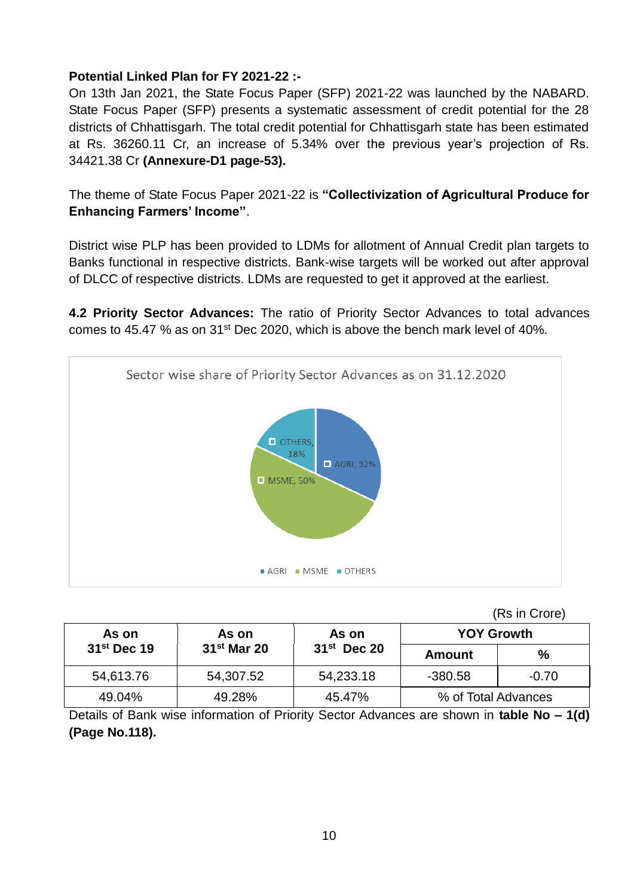**Potential Linked Plan for FY 2021-22 :-**

On 13th Jan 2021, the State Focus Paper (SFP) 2021-22 was launched by the NABARD. State Focus Paper (SFP) presents a systematic assessment of credit potential for the 28 districts of Chhattisgarh. The total credit potential for Chhattisgarh state has been estimated at Rs. 36260.11 Cr, an increase of 5.34% over the previous year's projection of Rs. 34421.38 Cr **(Annexure-D1 page-53).**

The theme of State Focus Paper 2021-22 is **"Collectivization of Agricultural Produce for Enhancing Farmers' Income"**.

District wise PLP has been provided to LDMs for allotment of Annual Credit plan targets to Banks functional in respective districts. Bank-wise targets will be worked out after approval of DLCC of respective districts. LDMs are requested to get it approved at the earliest.

**4.2 Priority Sector Advances:** The ratio of Priority Sector Advances to total advances comes to 45.47 % as on 31st Dec 2020, which is above the bench mark level of 40%.

Sector wise share of Priority Sector Advances as on 31.12.2020

OTHERS, 18%
AGRI, 32%
MSME, 50%

AGRI MSME OTHERS

(Rs in Crore)

| As on 31st Dec 19 | As on 31st Mar 20 | As on 31st Dec 20 | YOY Growth | |
|---|---|---|---|---|
| | | | Amount | % |
| 54,613.76 | 54,307.52 | 54,233.18 | -380.58 | -0.70 |
| 49.04% | 49.28% | 45.47% | % of Total Advances | |

Details of Bank wise information of Priority Sector Advances are shown in **table No – 1(d) (Page No.118).**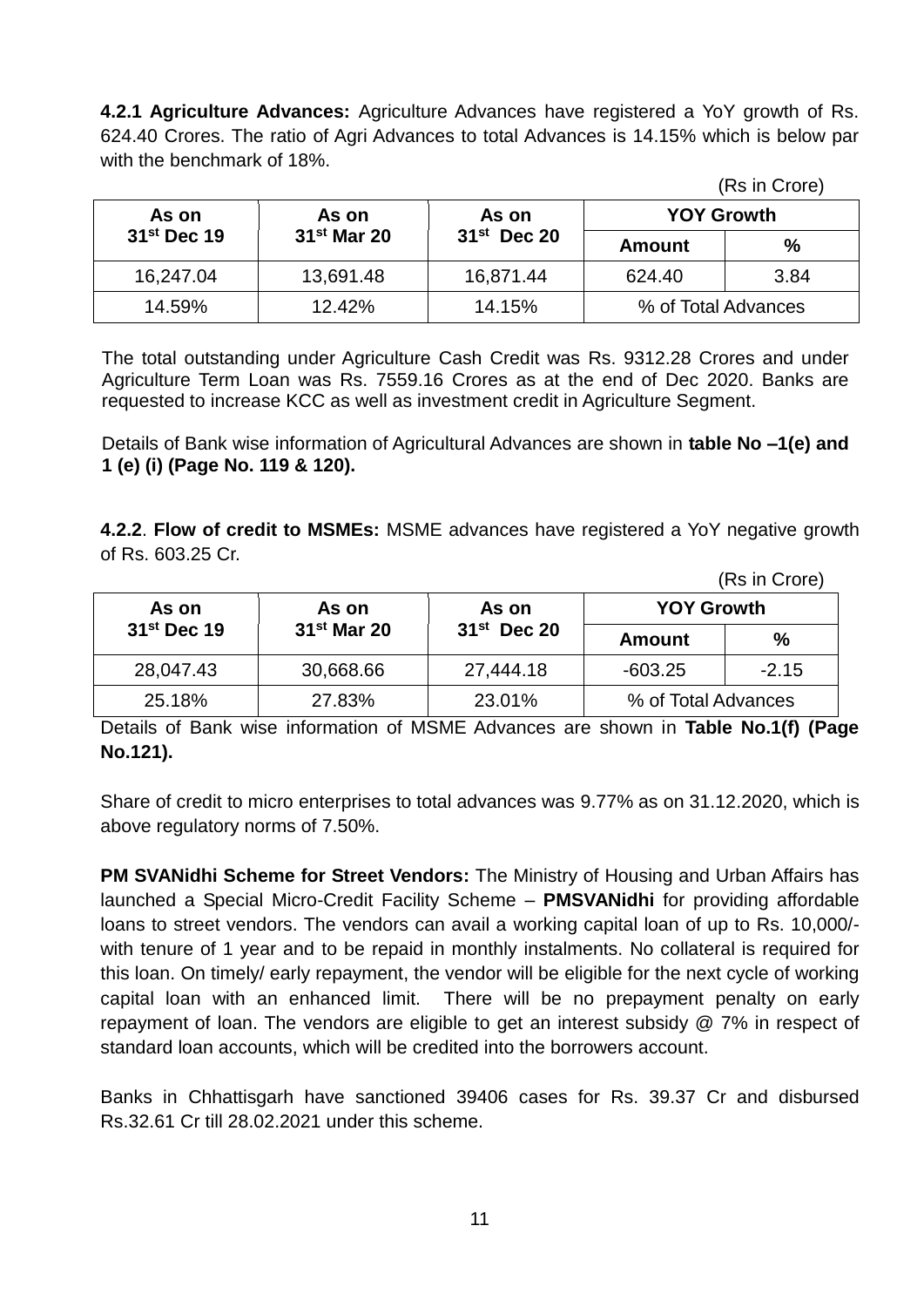**4.2.1 Agriculture Advances:** Agriculture Advances have registered a YoY growth of Rs. 624.40 Crores. The ratio of Agri Advances to total Advances is 14.15% which is below par with the benchmark of 18%.

(Rs in Crore)

| As on 31st Dec 19 | As on 31st Mar 20 | As on 31st Dec 20 | YOY Growth | |
|---|---|---|---|---|
| | | | Amount | % |
| 16,247.04 | 13,691.48 | 16,871.44 | 624.40 | 3.84 |
| 14.59% | 12.42% | 14.15% | % of Total Advances | |

The total outstanding under Agriculture Cash Credit was Rs. 9312.28 Crores and under Agriculture Term Loan was Rs. 7559.16 Crores as at the end of Dec 2020. Banks are requested to increase KCC as well as investment credit in Agriculture Segment.

Details of Bank wise information of Agricultural Advances are shown in **table No –1(e) and 1 (e) (i) (Page No. 119 & 120).**

**4.2.2**. **Flow of credit to MSMEs:** MSME advances have registered a YoY negative growth of Rs. 603.25 Cr.

(Rs in Crore)

| As on 31st Dec 19 | As on 31st Mar 20 | As on 31st Dec 20 | YOY Growth | |
|---|---|---|---|---|
| | | | Amount | % |
| 28,047.43 | 30,668.66 | 27,444.18 | -603.25 | -2.15 |
| 25.18% | 27.83% | 23.01% | % of Total Advances | |

Details of Bank wise information of MSME Advances are shown in **Table No.1(f) (Page No.121).**

Share of credit to micro enterprises to total advances was 9.77% as on 31.12.2020, which is above regulatory norms of 7.50%.

**PM SVANidhi Scheme for Street Vendors:** The Ministry of Housing and Urban Affairs has launched a Special Micro-Credit Facility Scheme – **PMSVANidhi** for providing affordable loans to street vendors. The vendors can avail a working capital loan of up to Rs. 10,000/- with tenure of 1 year and to be repaid in monthly instalments. No collateral is required for this loan. On timely/ early repayment, the vendor will be eligible for the next cycle of working capital loan with an enhanced limit. There will be no prepayment penalty on early repayment of loan. The vendors are eligible to get an interest subsidy @ 7% in respect of standard loan accounts, which will be credited into the borrowers account.

Banks in Chhattisgarh have sanctioned 39406 cases for Rs. 39.37 Cr and disbursed Rs.32.61 Cr till 28.02.2021 under this scheme.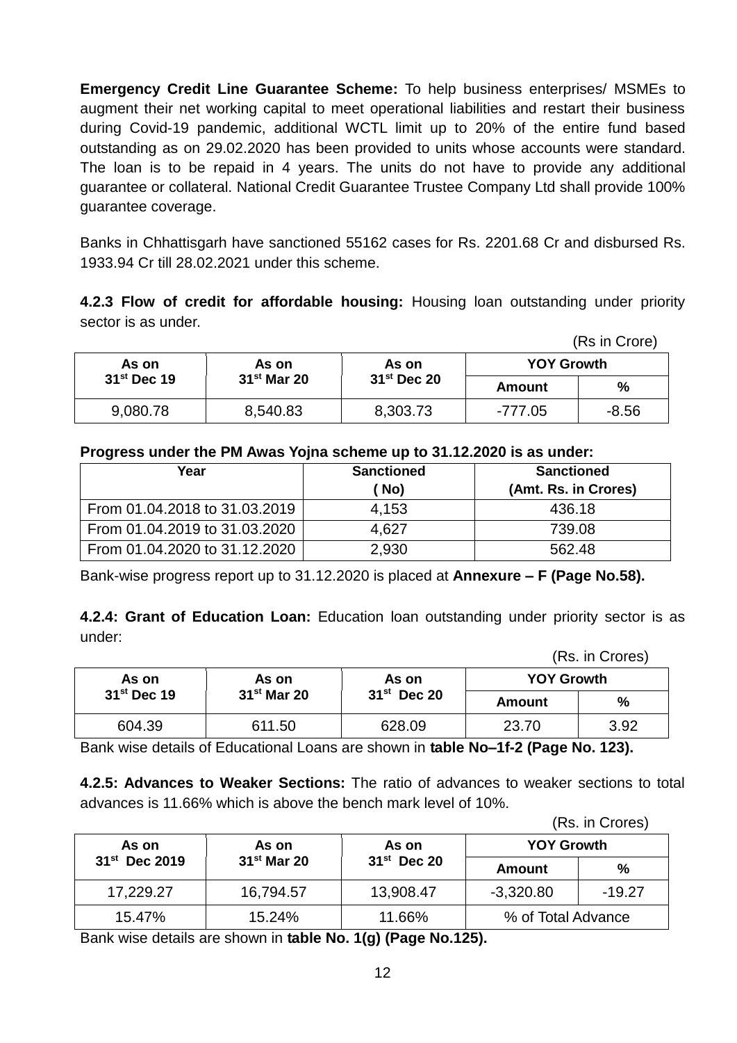**Emergency Credit Line Guarantee Scheme:** To help business enterprises/ MSMEs to augment their net working capital to meet operational liabilities and restart their business during Covid-19 pandemic, additional WCTL limit up to 20% of the entire fund based outstanding as on 29.02.2020 has been provided to units whose accounts were standard. The loan is to be repaid in 4 years. The units do not have to provide any additional guarantee or collateral. National Credit Guarantee Trustee Company Ltd shall provide 100% guarantee coverage.

Banks in Chhattisgarh have sanctioned 55162 cases for Rs. 2201.68 Cr and disbursed Rs. 1933.94 Cr till 28.02.2021 under this scheme.

**4.2.3 Flow of credit for affordable housing:** Housing loan outstanding under priority sector is as under.

(Rs in Crore)

| As on 31st Dec 19 | As on 31st Mar 20 | As on 31st Dec 20 | YOY Growth | |
|---|---|---|---|---|
| | | | Amount | % |
| 9,080.78 | 8,540.83 | 8,303.73 | -777.05 | -8.56 |

**Progress under the PM Awas Yojna scheme up to 31.12.2020 is as under:**

| Year | Sanctioned ( No) | Sanctioned (Amt. Rs. in Crores) |
|---|---|---|
| From 01.04.2018 to 31.03.2019 | 4,153 | 436.18 |
| From 01.04.2019 to 31.03.2020 | 4,627 | 739.08 |
| From 01.04.2020 to 31.12.2020 | 2,930 | 562.48 |

Bank-wise progress report up to 31.12.2020 is placed at **Annexure – F (Page No.58).**

**4.2.4: Grant of Education Loan:** Education loan outstanding under priority sector is as under:

(Rs. in Crores)

| As on 31st Dec 19 | As on 31st Mar 20 | As on 31st Dec 20 | YOY Growth | |
|---|---|---|---|---|
| | | | Amount | % |
| 604.39 | 611.50 | 628.09 | 23.70 | 3.92 |

Bank wise details of Educational Loans are shown in **table No–1f-2 (Page No. 123).**

**4.2.5: Advances to Weaker Sections:** The ratio of advances to weaker sections to total advances is 11.66% which is above the bench mark level of 10%.

(Rs. in Crores)

| As on 31st Dec 2019 | As on 31st Mar 20 | As on 31st Dec 20 | YOY Growth | |
|---|---|---|---|---|
| | | | Amount | % |
| 17,229.27 | 16,794.57 | 13,908.47 | -3,320.80 | -19.27 |
| 15.47% | 15.24% | 11.66% | % of Total Advance | |

Bank wise details are shown in **table No. 1(g) (Page No.125).**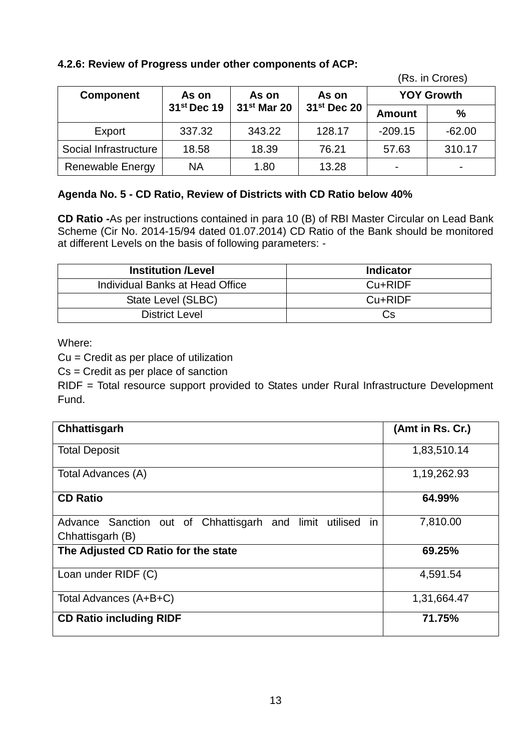#### 4.2.6: Review of Progress under other components of ACP:

(Rs. in Crores)

| Component | As on 31st Dec 19 | As on 31st Mar 20 | As on 31st Dec 20 | YOY Growth | |
|---|---|---|---|---|---|
| | | | | Amount | % |
| Export | 337.32 | 343.22 | 128.17 | -209.15 | -62.00 |
| Social Infrastructure | 18.58 | 18.39 | 76.21 | 57.63 | 310.17 |
| Renewable Energy | NA | 1.80 | 13.28 | - | - |

#### Agenda No. 5 - CD Ratio, Review of Districts with CD Ratio below 40%

**CD Ratio -**As per instructions contained in para 10 (B) of RBI Master Circular on Lead Bank Scheme (Cir No. 2014-15/94 dated 01.07.2014) CD Ratio of the Bank should be monitored at different Levels on the basis of following parameters: -

| Institution /Level | Indicator |
|---|---|
| Individual Banks at Head Office | Cu+RIDF |
| State Level (SLBC) | Cu+RIDF |
| District Level | Cs |

Where:

Cu = Credit as per place of utilization

Cs = Credit as per place of sanction

RIDF = Total resource support provided to States under Rural Infrastructure Development Fund.

| **Chhattisgarh** | **(Amt in Rs. Cr.)** |
|---|---|
| Total Deposit | 1,83,510.14 |
| Total Advances (A) | 1,19,262.93 |
| **CD Ratio** | **64.99%** |
| Advance Sanction out of Chhattisgarh and limit utilised in Chhattisgarh (B) | 7,810.00 |
| **The Adjusted CD Ratio for the state** | **69.25%** |
| Loan under RIDF (C) | 4,591.54 |
| Total Advances (A+B+C) | 1,31,664.47 |
| **CD Ratio including RIDF** | **71.75%** |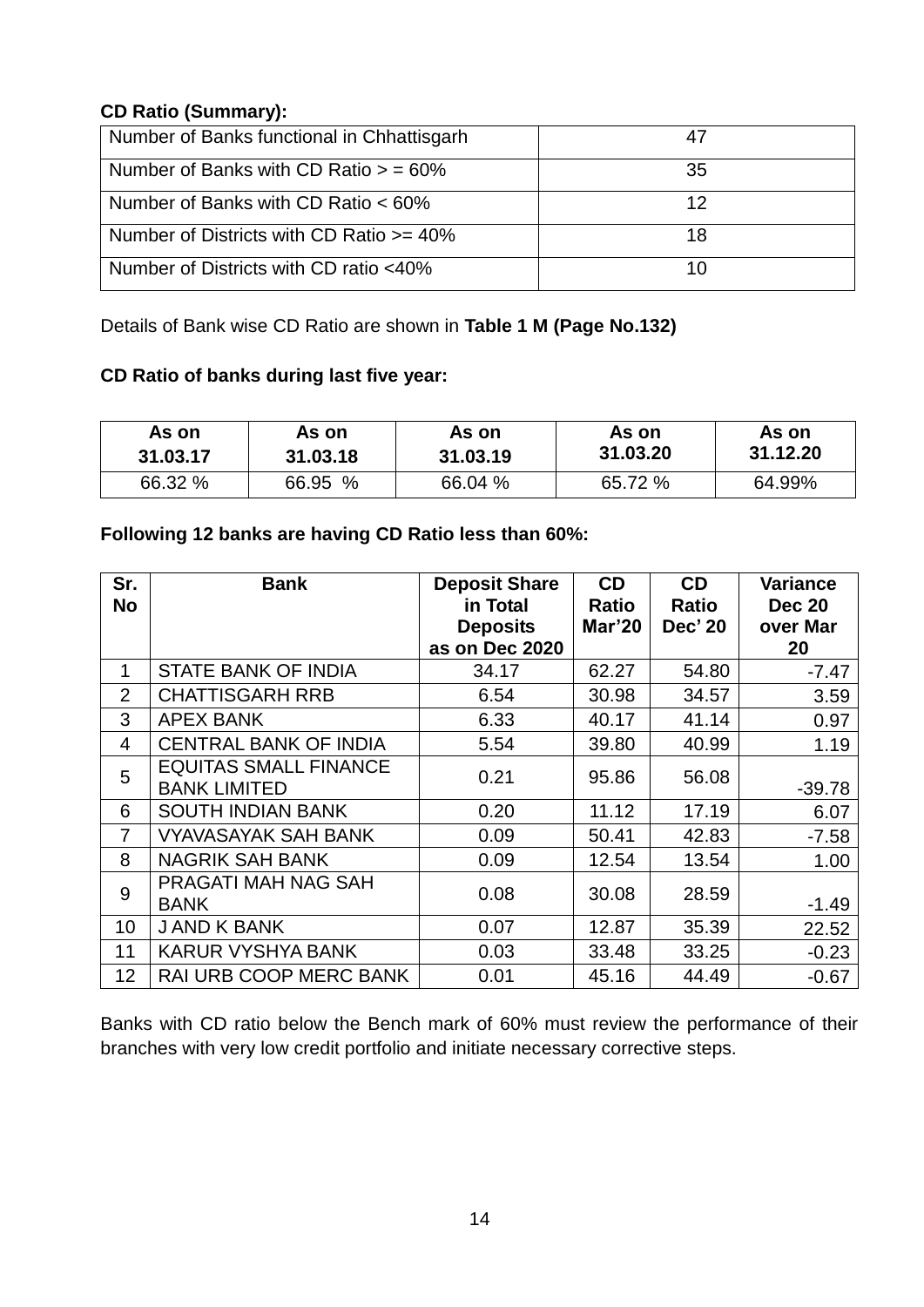**CD Ratio (Summary):**

| Number of Banks functional in Chhattisgarh | 47 |
|---|---|
| Number of Banks with CD Ratio > = 60% | 35 |
| Number of Banks with CD Ratio < 60% | 12 |
| Number of Districts with CD Ratio >= 40% | 18 |
| Number of Districts with CD ratio <40% | 10 |

Details of Bank wise CD Ratio are shown in **Table 1 M (Page No.132)**

**CD Ratio of banks during last five year:**

| As on 31.03.17 | As on 31.03.18 | As on 31.03.19 | As on 31.03.20 | As on 31.12.20 |
|---|---|---|---|---|
| 66.32 % | 66.95 % | 66.04 % | 65.72 % | 64.99% |

**Following 12 banks are having CD Ratio less than 60%:**

| Sr. No | Bank | Deposit Share in Total Deposits as on Dec 2020 | CD Ratio Mar'20 | CD Ratio Dec' 20 | Variance Dec 20 over Mar 20 |
|---|---|---|---|---|---|
| 1 | STATE BANK OF INDIA | 34.17 | 62.27 | 54.80 | -7.47 |
| 2 | CHATTISGARH RRB | 6.54 | 30.98 | 34.57 | 3.59 |
| 3 | APEX BANK | 6.33 | 40.17 | 41.14 | 0.97 |
| 4 | CENTRAL BANK OF INDIA | 5.54 | 39.80 | 40.99 | 1.19 |
| 5 | EQUITAS SMALL FINANCE BANK LIMITED | 0.21 | 95.86 | 56.08 | -39.78 |
| 6 | SOUTH INDIAN BANK | 0.20 | 11.12 | 17.19 | 6.07 |
| 7 | VYAVASAYAK SAH BANK | 0.09 | 50.41 | 42.83 | -7.58 |
| 8 | NAGRIK SAH BANK | 0.09 | 12.54 | 13.54 | 1.00 |
| 9 | PRAGATI MAH NAG SAH BANK | 0.08 | 30.08 | 28.59 | -1.49 |
| 10 | J AND K BANK | 0.07 | 12.87 | 35.39 | 22.52 |
| 11 | KARUR VYSHYA BANK | 0.03 | 33.48 | 33.25 | -0.23 |
| 12 | RAI URB COOP MERC BANK | 0.01 | 45.16 | 44.49 | -0.67 |

Banks with CD ratio below the Bench mark of 60% must review the performance of their branches with very low credit portfolio and initiate necessary corrective steps.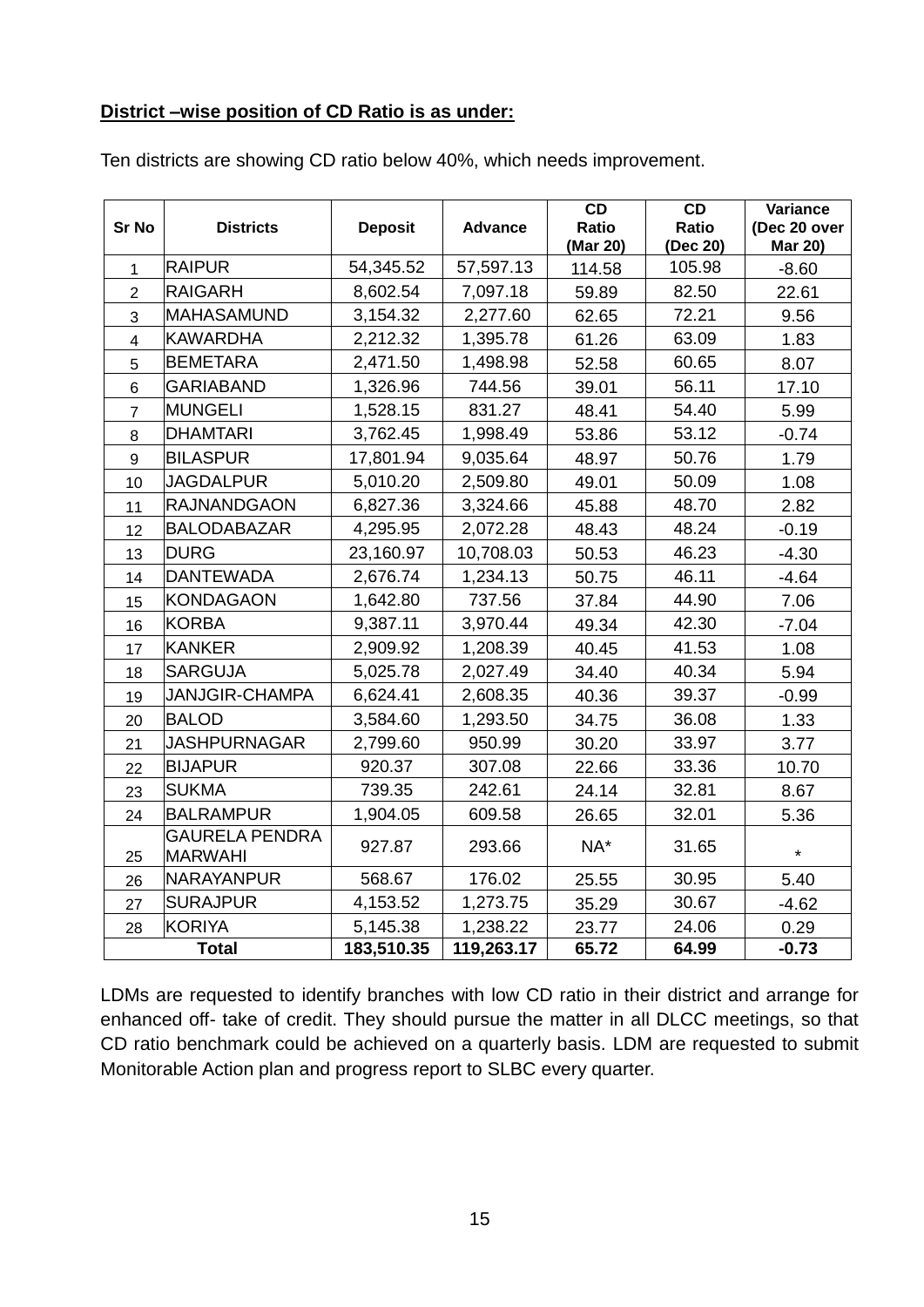**District –wise position of CD Ratio is as under:**

Ten districts are showing CD ratio below 40%, which needs improvement.

| Sr No | Districts | Deposit | Advance | CD Ratio (Mar 20) | CD Ratio (Dec 20) | Variance (Dec 20 over Mar 20) |
|---|---|---|---|---|---|---|
| 1 | RAIPUR | 54,345.52 | 57,597.13 | 114.58 | 105.98 | -8.60 |
| 2 | RAIGARH | 8,602.54 | 7,097.18 | 59.89 | 82.50 | 22.61 |
| 3 | MAHASAMUND | 3,154.32 | 2,277.60 | 62.65 | 72.21 | 9.56 |
| 4 | KAWARDHA | 2,212.32 | 1,395.78 | 61.26 | 63.09 | 1.83 |
| 5 | BEMETARA | 2,471.50 | 1,498.98 | 52.58 | 60.65 | 8.07 |
| 6 | GARIABAND | 1,326.96 | 744.56 | 39.01 | 56.11 | 17.10 |
| 7 | MUNGELI | 1,528.15 | 831.27 | 48.41 | 54.40 | 5.99 |
| 8 | DHAMTARI | 3,762.45 | 1,998.49 | 53.86 | 53.12 | -0.74 |
| 9 | BILASPUR | 17,801.94 | 9,035.64 | 48.97 | 50.76 | 1.79 |
| 10 | JAGDALPUR | 5,010.20 | 2,509.80 | 49.01 | 50.09 | 1.08 |
| 11 | RAJNANDGAON | 6,827.36 | 3,324.66 | 45.88 | 48.70 | 2.82 |
| 12 | BALODABAZAR | 4,295.95 | 2,072.28 | 48.43 | 48.24 | -0.19 |
| 13 | DURG | 23,160.97 | 10,708.03 | 50.53 | 46.23 | -4.30 |
| 14 | DANTEWADA | 2,676.74 | 1,234.13 | 50.75 | 46.11 | -4.64 |
| 15 | KONDAGAON | 1,642.80 | 737.56 | 37.84 | 44.90 | 7.06 |
| 16 | KORBA | 9,387.11 | 3,970.44 | 49.34 | 42.30 | -7.04 |
| 17 | KANKER | 2,909.92 | 1,208.39 | 40.45 | 41.53 | 1.08 |
| 18 | SARGUJA | 5,025.78 | 2,027.49 | 34.40 | 40.34 | 5.94 |
| 19 | JANJGIR-CHAMPA | 6,624.41 | 2,608.35 | 40.36 | 39.37 | -0.99 |
| 20 | BALOD | 3,584.60 | 1,293.50 | 34.75 | 36.08 | 1.33 |
| 21 | JASHPURNAGAR | 2,799.60 | 950.99 | 30.20 | 33.97 | 3.77 |
| 22 | BIJAPUR | 920.37 | 307.08 | 22.66 | 33.36 | 10.70 |
| 23 | SUKMA | 739.35 | 242.61 | 24.14 | 32.81 | 8.67 |
| 24 | BALRAMPUR | 1,904.05 | 609.58 | 26.65 | 32.01 | 5.36 |
| 25 | GAURELA PENDRA MARWAHI | 927.87 | 293.66 | NA* | 31.65 | * |
| 26 | NARAYANPUR | 568.67 | 176.02 | 25.55 | 30.95 | 5.40 |
| 27 | SURAJPUR | 4,153.52 | 1,273.75 | 35.29 | 30.67 | -4.62 |
| 28 | KORIYA | 5,145.38 | 1,238.22 | 23.77 | 24.06 | 0.29 |
| **Total** | | **183,510.35** | **119,263.17** | **65.72** | **64.99** | **-0.73** |

LDMs are requested to identify branches with low CD ratio in their district and arrange for enhanced off- take of credit. They should pursue the matter in all DLCC meetings, so that CD ratio benchmark could be achieved on a quarterly basis. LDM are requested to submit Monitorable Action plan and progress report to SLBC every quarter.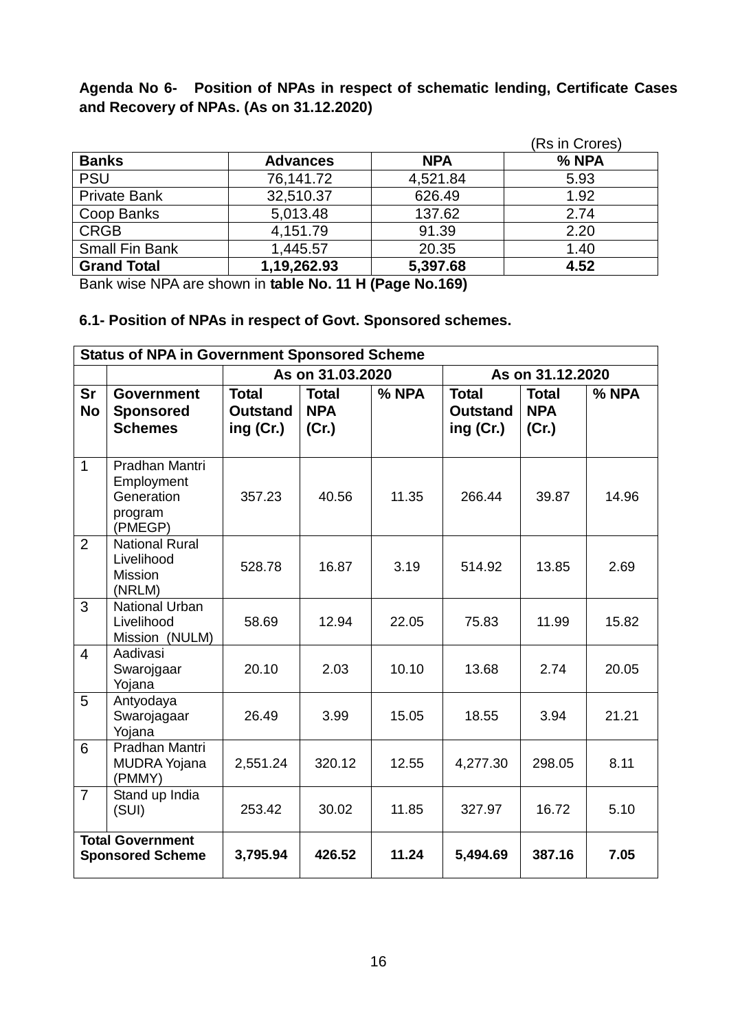**Agenda No 6- Position of NPAs in respect of schematic lending, Certificate Cases and Recovery of NPAs. (As on 31.12.2020)**

(Rs in Crores)

| Banks | Advances | NPA | % NPA |
|---|---|---|---|
| PSU | 76,141.72 | 4,521.84 | 5.93 |
| Private Bank | 32,510.37 | 626.49 | 1.92 |
| Coop Banks | 5,013.48 | 137.62 | 2.74 |
| CRGB | 4,151.79 | 91.39 | 2.20 |
| Small Fin Bank | 1,445.57 | 20.35 | 1.40 |
| **Grand Total** | **1,19,262.93** | **5,397.68** | **4.52** |

Bank wise NPA are shown in **table No. 11 H (Page No.169)**

**6.1- Position of NPAs in respect of Govt. Sponsored schemes.**

| Status of NPA in Government Sponsored Scheme | | | | | | | |
|---|---|---|---|---|---|---|---|
| | | As on 31.03.2020 | | | As on 31.12.2020 | | |
| **Sr No** | **Government Sponsored Schemes** | **Total Outstanding (Cr.)** | **Total NPA (Cr.)** | **% NPA** | **Total Outstanding (Cr.)** | **Total NPA (Cr.)** | **% NPA** |
| 1 | Pradhan Mantri Employment Generation program (PMEGP) | 357.23 | 40.56 | 11.35 | 266.44 | 39.87 | 14.96 |
| 2 | National Rural Livelihood Mission (NRLM) | 528.78 | 16.87 | 3.19 | 514.92 | 13.85 | 2.69 |
| 3 | National Urban Livelihood Mission (NULM) | 58.69 | 12.94 | 22.05 | 75.83 | 11.99 | 15.82 |
| 4 | Aadivasi Swarojgaar Yojana | 20.10 | 2.03 | 10.10 | 13.68 | 2.74 | 20.05 |
| 5 | Antyodaya Swarojagaar Yojana | 26.49 | 3.99 | 15.05 | 18.55 | 3.94 | 21.21 |
| 6 | Pradhan Mantri MUDRA Yojana (PMMY) | 2,551.24 | 320.12 | 12.55 | 4,277.30 | 298.05 | 8.11 |
| 7 | Stand up India (SUI) | 253.42 | 30.02 | 11.85 | 327.97 | 16.72 | 5.10 |
| **Total Government Sponsored Scheme** | | **3,795.94** | **426.52** | **11.24** | **5,494.69** | **387.16** | **7.05** |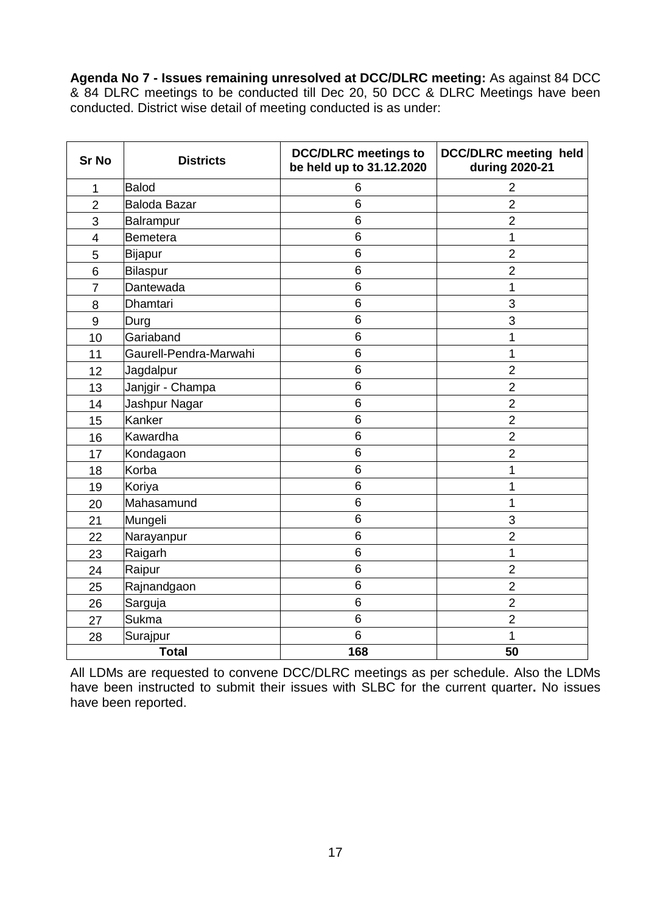**Agenda No 7 - Issues remaining unresolved at DCC/DLRC meeting:** As against 84 DCC & 84 DLRC meetings to be conducted till Dec 20, 50 DCC & DLRC Meetings have been conducted. District wise detail of meeting conducted is as under:

| Sr No | Districts | DCC/DLRC meetings to be held up to 31.12.2020 | DCC/DLRC meeting held during 2020-21 |
|---|---|---|---|
| 1 | Balod | 6 | 2 |
| 2 | Baloda Bazar | 6 | 2 |
| 3 | Balrampur | 6 | 2 |
| 4 | Bemetera | 6 | 1 |
| 5 | Bijapur | 6 | 2 |
| 6 | Bilaspur | 6 | 2 |
| 7 | Dantewada | 6 | 1 |
| 8 | Dhamtari | 6 | 3 |
| 9 | Durg | 6 | 3 |
| 10 | Gariaband | 6 | 1 |
| 11 | Gaurell-Pendra-Marwahi | 6 | 1 |
| 12 | Jagdalpur | 6 | 2 |
| 13 | Janjgir - Champa | 6 | 2 |
| 14 | Jashpur Nagar | 6 | 2 |
| 15 | Kanker | 6 | 2 |
| 16 | Kawardha | 6 | 2 |
| 17 | Kondagaon | 6 | 2 |
| 18 | Korba | 6 | 1 |
| 19 | Koriya | 6 | 1 |
| 20 | Mahasamund | 6 | 1 |
| 21 | Mungeli | 6 | 3 |
| 22 | Narayanpur | 6 | 2 |
| 23 | Raigarh | 6 | 1 |
| 24 | Raipur | 6 | 2 |
| 25 | Rajnandgaon | 6 | 2 |
| 26 | Sarguja | 6 | 2 |
| 27 | Sukma | 6 | 2 |
| 28 | Surajpur | 6 | 1 |
| **Total** | | **168** | **50** |

All LDMs are requested to convene DCC/DLRC meetings as per schedule. Also the LDMs have been instructed to submit their issues with SLBC for the current quarter**.** No issues have been reported.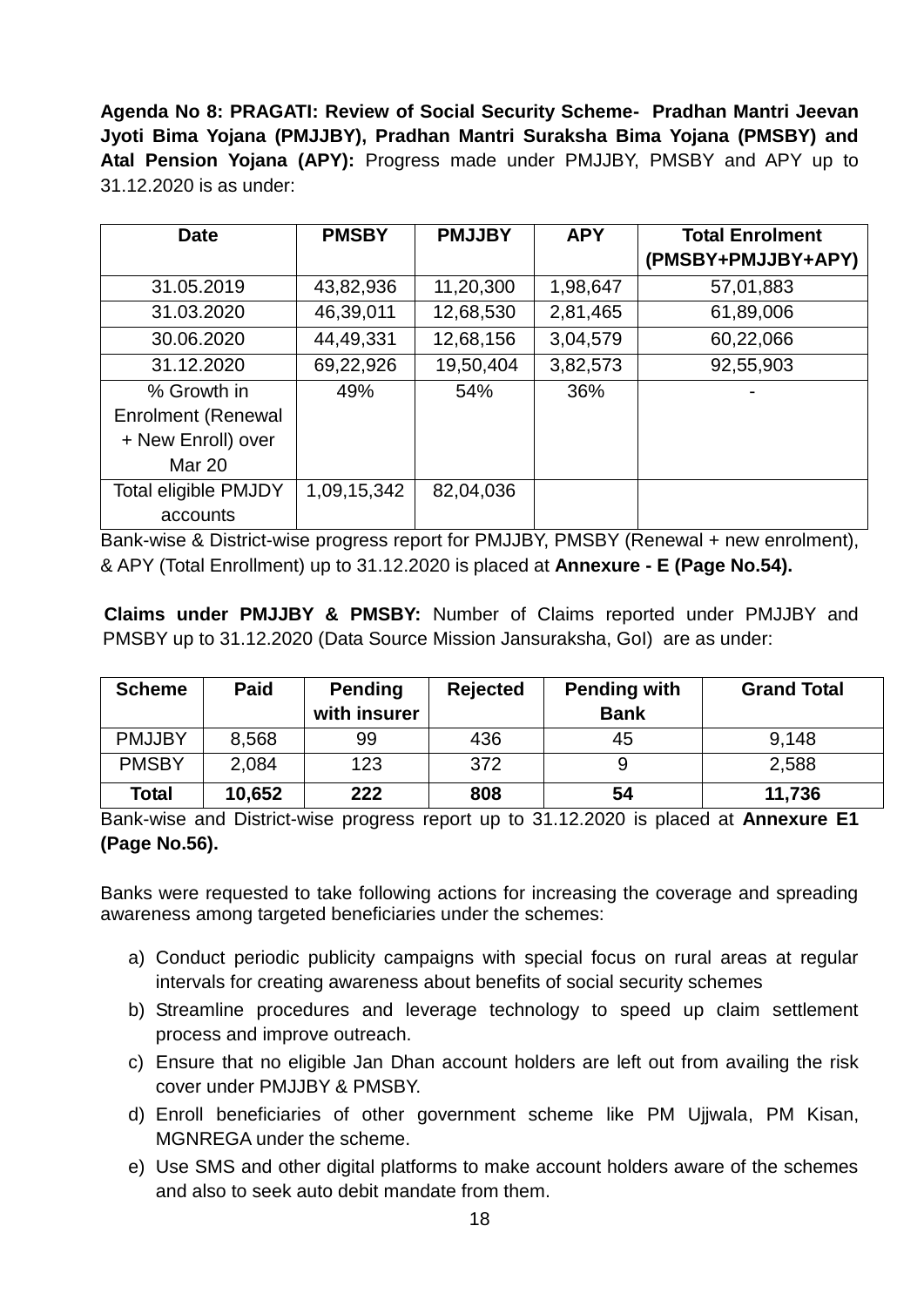**Agenda No 8: PRAGATI: Review of Social Security Scheme- Pradhan Mantri Jeevan Jyoti Bima Yojana (PMJJBY), Pradhan Mantri Suraksha Bima Yojana (PMSBY) and Atal Pension Yojana (APY):** Progress made under PMJJBY, PMSBY and APY up to 31.12.2020 is as under:

| Date | PMSBY | PMJJBY | APY | Total Enrolment (PMSBY+PMJJBY+APY) |
|---|---|---|---|---|
| 31.05.2019 | 43,82,936 | 11,20,300 | 1,98,647 | 57,01,883 |
| 31.03.2020 | 46,39,011 | 12,68,530 | 2,81,465 | 61,89,006 |
| 30.06.2020 | 44,49,331 | 12,68,156 | 3,04,579 | 60,22,066 |
| 31.12.2020 | 69,22,926 | 19,50,404 | 3,82,573 | 92,55,903 |
| % Growth in Enrolment (Renewal + New Enroll) over Mar 20 | 49% | 54% | 36% | - |
| Total eligible PMJDY accounts | 1,09,15,342 | 82,04,036 | | |

Bank-wise & District-wise progress report for PMJJBY, PMSBY (Renewal + new enrolment), & APY (Total Enrollment) up to 31.12.2020 is placed at **Annexure - E (Page No.54).**

**Claims under PMJJBY & PMSBY:** Number of Claims reported under PMJJBY and PMSBY up to 31.12.2020 (Data Source Mission Jansuraksha, GoI) are as under:

| Scheme | Paid | Pending with insurer | Rejected | Pending with Bank | Grand Total |
|---|---|---|---|---|---|
| PMJJBY | 8,568 | 99 | 436 | 45 | 9,148 |
| PMSBY | 2,084 | 123 | 372 | 9 | 2,588 |
| **Total** | **10,652** | **222** | **808** | **54** | **11,736** |

Bank-wise and District-wise progress report up to 31.12.2020 is placed at **Annexure E1 (Page No.56).**

Banks were requested to take following actions for increasing the coverage and spreading awareness among targeted beneficiaries under the schemes:

a) Conduct periodic publicity campaigns with special focus on rural areas at regular intervals for creating awareness about benefits of social security schemes
b) Streamline procedures and leverage technology to speed up claim settlement process and improve outreach.
c) Ensure that no eligible Jan Dhan account holders are left out from availing the risk cover under PMJJBY & PMSBY.
d) Enroll beneficiaries of other government scheme like PM Ujjwala, PM Kisan, MGNREGA under the scheme.
e) Use SMS and other digital platforms to make account holders aware of the schemes and also to seek auto debit mandate from them.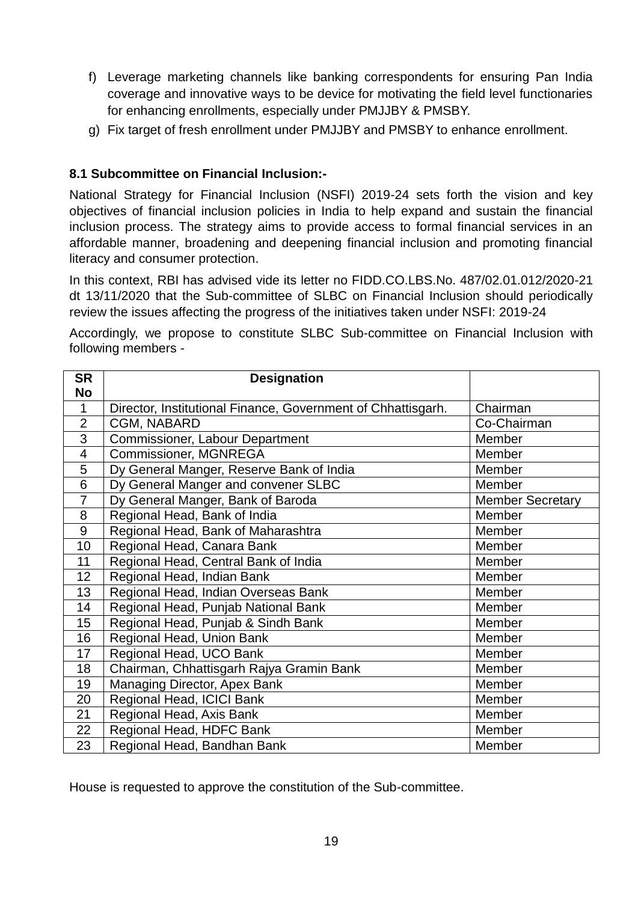f) Leverage marketing channels like banking correspondents for ensuring Pan India coverage and innovative ways to be device for motivating the field level functionaries for enhancing enrollments, especially under PMJJBY & PMSBY.
g) Fix target of fresh enrollment under PMJJBY and PMSBY to enhance enrollment.

**8.1 Subcommittee on Financial Inclusion:-**

National Strategy for Financial Inclusion (NSFI) 2019-24 sets forth the vision and key objectives of financial inclusion policies in India to help expand and sustain the financial inclusion process. The strategy aims to provide access to formal financial services in an affordable manner, broadening and deepening financial inclusion and promoting financial literacy and consumer protection.

In this context, RBI has advised vide its letter no FIDD.CO.LBS.No. 487/02.01.012/2020-21 dt 13/11/2020 that the Sub-committee of SLBC on Financial Inclusion should periodically review the issues affecting the progress of the initiatives taken under NSFI: 2019-24

Accordingly, we propose to constitute SLBC Sub-committee on Financial Inclusion with following members -

| SR No | Designation | |
|---|---|---|
| 1 | Director, Institutional Finance, Government of Chhattisgarh. | Chairman |
| 2 | CGM, NABARD | Co-Chairman |
| 3 | Commissioner, Labour Department | Member |
| 4 | Commissioner, MGNREGA | Member |
| 5 | Dy General Manger, Reserve Bank of India | Member |
| 6 | Dy General Manger and convener SLBC | Member |
| 7 | Dy General Manger, Bank of Baroda | Member Secretary |
| 8 | Regional Head, Bank of India | Member |
| 9 | Regional Head, Bank of Maharashtra | Member |
| 10 | Regional Head, Canara Bank | Member |
| 11 | Regional Head, Central Bank of India | Member |
| 12 | Regional Head, Indian Bank | Member |
| 13 | Regional Head, Indian Overseas Bank | Member |
| 14 | Regional Head, Punjab National Bank | Member |
| 15 | Regional Head, Punjab & Sindh Bank | Member |
| 16 | Regional Head, Union Bank | Member |
| 17 | Regional Head, UCO Bank | Member |
| 18 | Chairman, Chhattisgarh Rajya Gramin Bank | Member |
| 19 | Managing Director, Apex Bank | Member |
| 20 | Regional Head, ICICI Bank | Member |
| 21 | Regional Head, Axis Bank | Member |
| 22 | Regional Head, HDFC Bank | Member |
| 23 | Regional Head, Bandhan Bank | Member |

House is requested to approve the constitution of the Sub-committee.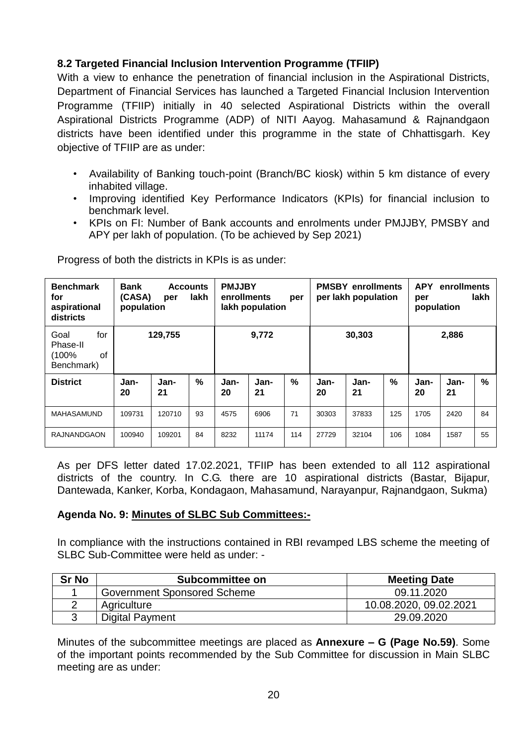### 8.2 Targeted Financial Inclusion Intervention Programme (TFIIP)

With a view to enhance the penetration of financial inclusion in the Aspirational Districts, Department of Financial Services has launched a Targeted Financial Inclusion Intervention Programme (TFIIP) initially in 40 selected Aspirational Districts within the overall Aspirational Districts Programme (ADP) of NITI Aayog. Mahasamund & Rajnandgaon districts have been identified under this programme in the state of Chhattisgarh. Key objective of TFIIP are as under:

- Availability of Banking touch-point (Branch/BC kiosk) within 5 km distance of every inhabited village.
- Improving identified Key Performance Indicators (KPIs) for financial inclusion to benchmark level.
- KPIs on FI: Number of Bank accounts and enrolments under PMJJBY, PMSBY and APY per lakh of population. (To be achieved by Sep 2021)

Progress of both the districts in KPIs is as under:

| Benchmark for aspirational districts | Bank Accounts (CASA) per lakh population | | | PMJJBY enrollments per lakh population | | | PMSBY enrollments per lakh population | | | APY enrollments per lakh population | | |
|---|---|---|---|---|---|---|---|---|---|---|---|---|
| Goal for Phase-II (100% of Benchmark) | 129,755 | | | 9,772 | | | 30,303 | | | 2,886 | | |
| **District** | **Jan-20** | **Jan-21** | **%** | **Jan-20** | **Jan-21** | **%** | **Jan-20** | **Jan-21** | **%** | **Jan-20** | **Jan-21** | **%** |
| MAHASAMUND | 109731 | 120710 | 93 | 4575 | 6906 | 71 | 30303 | 37833 | 125 | 1705 | 2420 | 84 |
| RAJNANDGAON | 100940 | 109201 | 84 | 8232 | 11174 | 114 | 27729 | 32104 | 106 | 1084 | 1587 | 55 |

As per DFS letter dated 17.02.2021, TFIIP has been extended to all 112 aspirational districts of the country. In C.G. there are 10 aspirational districts (Bastar, Bijapur, Dantewada, Kanker, Korba, Kondagaon, Mahasamund, Narayanpur, Rajnandgaon, Sukma)

### Agenda No. 9: Minutes of SLBC Sub Committees:-

In compliance with the instructions contained in RBI revamped LBS scheme the meeting of SLBC Sub-Committee were held as under: -

| Sr No | Subcommittee on | Meeting Date |
|---|---|---|
| 1 | Government Sponsored Scheme | 09.11.2020 |
| 2 | Agriculture | 10.08.2020, 09.02.2021 |
| 3 | Digital Payment | 29.09.2020 |

Minutes of the subcommittee meetings are placed as **Annexure – G (Page No.59)**. Some of the important points recommended by the Sub Committee for discussion in Main SLBC meeting are as under: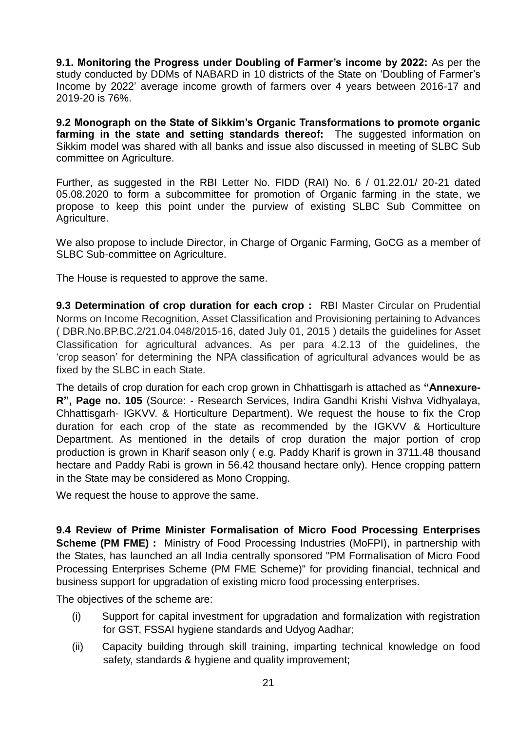**9.1. Monitoring the Progress under Doubling of Farmer's income by 2022:** As per the study conducted by DDMs of NABARD in 10 districts of the State on 'Doubling of Farmer's Income by 2022' average income growth of farmers over 4 years between 2016-17 and 2019-20 is 76%.

**9.2 Monograph on the State of Sikkim's Organic Transformations to promote organic farming in the state and setting standards thereof:** The suggested information on Sikkim model was shared with all banks and issue also discussed in meeting of SLBC Sub committee on Agriculture.

Further, as suggested in the RBI Letter No. FIDD (RAI) No. 6 / 01.22.01/ 20-21 dated 05.08.2020 to form a subcommittee for promotion of Organic farming in the state, we propose to keep this point under the purview of existing SLBC Sub Committee on Agriculture.

We also propose to include Director, in Charge of Organic Farming, GoCG as a member of SLBC Sub-committee on Agriculture.

The House is requested to approve the same.

**9.3 Determination of crop duration for each crop :** RBI Master Circular on Prudential Norms on Income Recognition, Asset Classification and Provisioning pertaining to Advances ( DBR.No.BP.BC.2/21.04.048/2015-16, dated July 01, 2015 ) details the guidelines for Asset Classification for agricultural advances. As per para 4.2.13 of the guidelines, the 'crop season' for determining the NPA classification of agricultural advances would be as fixed by the SLBC in each State.

The details of crop duration for each crop grown in Chhattisgarh is attached as **"Annexure-R", Page no. 105** (Source: - Research Services, Indira Gandhi Krishi Vishva Vidhyalaya, Chhattisgarh- IGKVV. & Horticulture Department). We request the house to fix the Crop duration for each crop of the state as recommended by the IGKVV & Horticulture Department. As mentioned in the details of crop duration the major portion of crop production is grown in Kharif season only ( e.g. Paddy Kharif is grown in 3711.48 thousand hectare and Paddy Rabi is grown in 56.42 thousand hectare only). Hence cropping pattern in the State may be considered as Mono Cropping.

We request the house to approve the same.

**9.4 Review of Prime Minister Formalisation of Micro Food Processing Enterprises Scheme (PM FME) :** Ministry of Food Processing Industries (MoFPI), in partnership with the States, has launched an all India centrally sponsored "PM Formalisation of Micro Food Processing Enterprises Scheme (PM FME Scheme)" for providing financial, technical and business support for upgradation of existing micro food processing enterprises.

The objectives of the scheme are:

(i) Support for capital investment for upgradation and formalization with registration for GST, FSSAI hygiene standards and Udyog Aadhar;

(ii) Capacity building through skill training, imparting technical knowledge on food safety, standards & hygiene and quality improvement;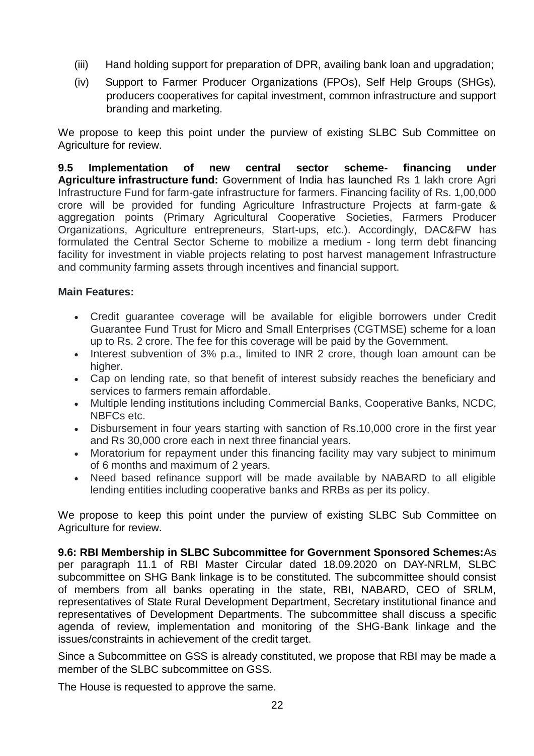(iii) Hand holding support for preparation of DPR, availing bank loan and upgradation;

(iv) Support to Farmer Producer Organizations (FPOs), Self Help Groups (SHGs), producers cooperatives for capital investment, common infrastructure and support branding and marketing.

We propose to keep this point under the purview of existing SLBC Sub Committee on Agriculture for review.

**9.5 Implementation of new central sector scheme- financing under Agriculture infrastructure fund:** Government of India has launched Rs 1 lakh crore Agri Infrastructure Fund for farm-gate infrastructure for farmers. Financing facility of Rs. 1,00,000 crore will be provided for funding Agriculture Infrastructure Projects at farm-gate & aggregation points (Primary Agricultural Cooperative Societies, Farmers Producer Organizations, Agriculture entrepreneurs, Start-ups, etc.). Accordingly, DAC&FW has formulated the Central Sector Scheme to mobilize a medium - long term debt financing facility for investment in viable projects relating to post harvest management Infrastructure and community farming assets through incentives and financial support.

**Main Features:**

- Credit guarantee coverage will be available for eligible borrowers under Credit Guarantee Fund Trust for Micro and Small Enterprises (CGTMSE) scheme for a loan up to Rs. 2 crore. The fee for this coverage will be paid by the Government.
- Interest subvention of 3% p.a., limited to INR 2 crore, though loan amount can be higher.
- Cap on lending rate, so that benefit of interest subsidy reaches the beneficiary and services to farmers remain affordable.
- Multiple lending institutions including Commercial Banks, Cooperative Banks, NCDC, NBFCs etc.
- Disbursement in four years starting with sanction of Rs.10,000 crore in the first year and Rs 30,000 crore each in next three financial years.
- Moratorium for repayment under this financing facility may vary subject to minimum of 6 months and maximum of 2 years.
- Need based refinance support will be made available by NABARD to all eligible lending entities including cooperative banks and RRBs as per its policy.

We propose to keep this point under the purview of existing SLBC Sub Committee on Agriculture for review.

**9.6: RBI Membership in SLBC Subcommittee for Government Sponsored Schemes:** As per paragraph 11.1 of RBI Master Circular dated 18.09.2020 on DAY-NRLM, SLBC subcommittee on SHG Bank linkage is to be constituted. The subcommittee should consist of members from all banks operating in the state, RBI, NABARD, CEO of SRLM, representatives of State Rural Development Department, Secretary institutional finance and representatives of Development Departments. The subcommittee shall discuss a specific agenda of review, implementation and monitoring of the SHG-Bank linkage and the issues/constraints in achievement of the credit target.

Since a Subcommittee on GSS is already constituted, we propose that RBI may be made a member of the SLBC subcommittee on GSS.

The House is requested to approve the same.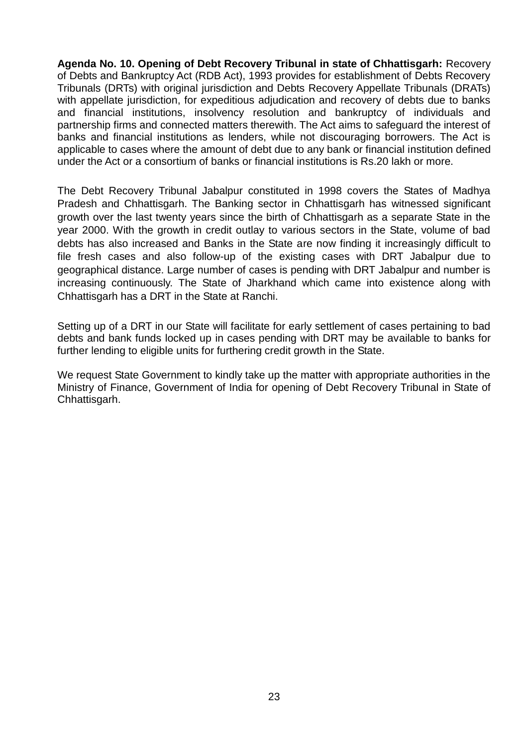**Agenda No. 10. Opening of Debt Recovery Tribunal in state of Chhattisgarh:** Recovery of Debts and Bankruptcy Act (RDB Act), 1993 provides for establishment of Debts Recovery Tribunals (DRTs) with original jurisdiction and Debts Recovery Appellate Tribunals (DRATs) with appellate jurisdiction, for expeditious adjudication and recovery of debts due to banks and financial institutions, insolvency resolution and bankruptcy of individuals and partnership firms and connected matters therewith. The Act aims to safeguard the interest of banks and financial institutions as lenders, while not discouraging borrowers. The Act is applicable to cases where the amount of debt due to any bank or financial institution defined under the Act or a consortium of banks or financial institutions is Rs.20 lakh or more.

The Debt Recovery Tribunal Jabalpur constituted in 1998 covers the States of Madhya Pradesh and Chhattisgarh. The Banking sector in Chhattisgarh has witnessed significant growth over the last twenty years since the birth of Chhattisgarh as a separate State in the year 2000. With the growth in credit outlay to various sectors in the State, volume of bad debts has also increased and Banks in the State are now finding it increasingly difficult to file fresh cases and also follow-up of the existing cases with DRT Jabalpur due to geographical distance. Large number of cases is pending with DRT Jabalpur and number is increasing continuously. The State of Jharkhand which came into existence along with Chhattisgarh has a DRT in the State at Ranchi.

Setting up of a DRT in our State will facilitate for early settlement of cases pertaining to bad debts and bank funds locked up in cases pending with DRT may be available to banks for further lending to eligible units for furthering credit growth in the State.

We request State Government to kindly take up the matter with appropriate authorities in the Ministry of Finance, Government of India for opening of Debt Recovery Tribunal in State of Chhattisgarh.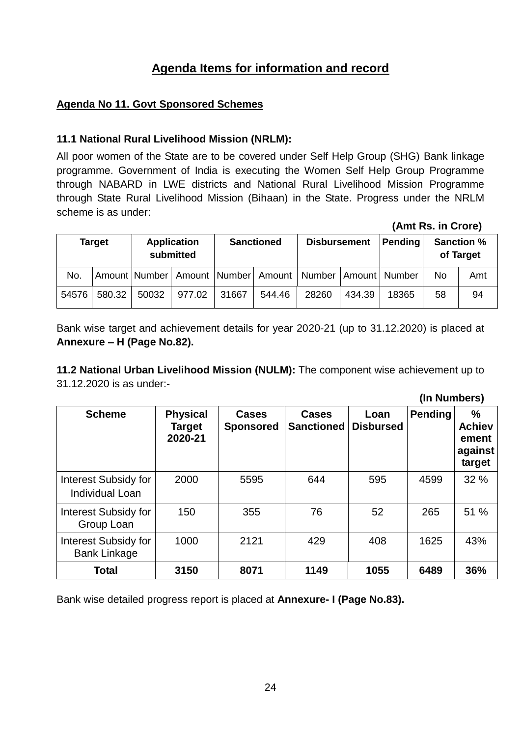## Agenda Items for information and record

### Agenda No 11. Govt Sponsored Schemes

#### 11.1 National Rural Livelihood Mission (NRLM):

All poor women of the State are to be covered under Self Help Group (SHG) Bank linkage programme. Government of India is executing the Women Self Help Group Programme through NABARD in LWE districts and National Rural Livelihood Mission Programme through State Rural Livelihood Mission (Bihaan) in the State. Progress under the NRLM scheme is as under:

**(Amt Rs. in Crore)**

| Target | | Application submitted | | Sanctioned | | Disbursement | | Pending | Sanction % of Target | |
|---|---|---|---|---|---|---|---|---|---|---|
| No. | Amount | Number | Amount | Number | Amount | Number | Amount | Number | No | Amt |
| 54576 | 580.32 | 50032 | 977.02 | 31667 | 544.46 | 28260 | 434.39 | 18365 | 58 | 94 |

Bank wise target and achievement details for year 2020-21 (up to 31.12.2020) is placed at **Annexure – H (Page No.82).**

**11.2 National Urban Livelihood Mission (NULM):** The component wise achievement up to 31.12.2020 is as under:-

**(In Numbers)**

| Scheme | Physical Target 2020-21 | Cases Sponsored | Cases Sanctioned | Loan Disbursed | Pending | % Achievement against target |
|---|---|---|---|---|---|---|
| Interest Subsidy for Individual Loan | 2000 | 5595 | 644 | 595 | 4599 | 32 % |
| Interest Subsidy for Group Loan | 150 | 355 | 76 | 52 | 265 | 51 % |
| Interest Subsidy for Bank Linkage | 1000 | 2121 | 429 | 408 | 1625 | 43% |
| **Total** | **3150** | **8071** | **1149** | **1055** | **6489** | **36%** |

Bank wise detailed progress report is placed at **Annexure- I (Page No.83).**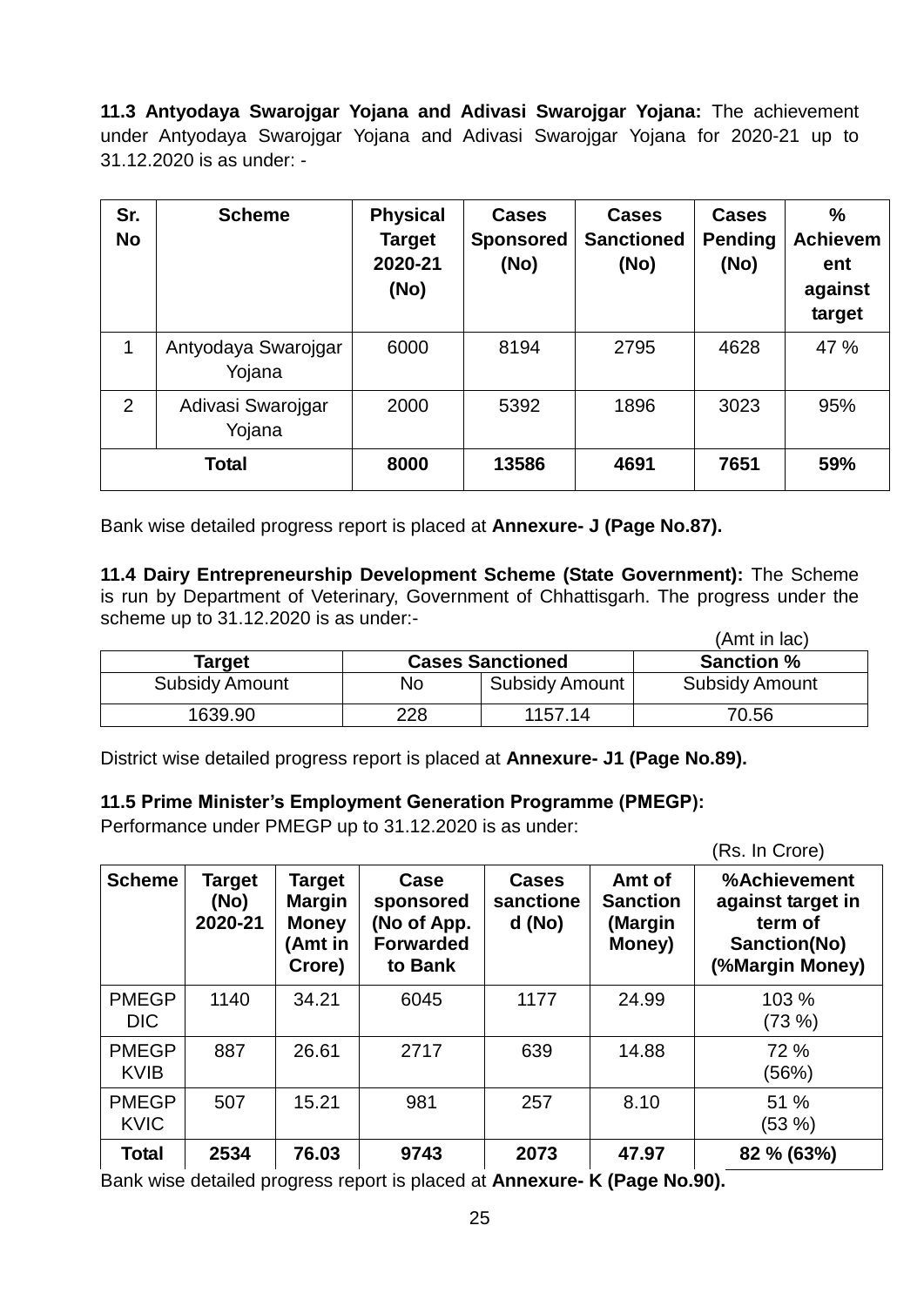**11.3 Antyodaya Swarojgar Yojana and Adivasi Swarojgar Yojana:** The achievement under Antyodaya Swarojgar Yojana and Adivasi Swarojgar Yojana for 2020-21 up to 31.12.2020 is as under: -

| Sr. No | Scheme | Physical Target 2020-21 (No) | Cases Sponsored (No) | Cases Sanctioned (No) | Cases Pending (No) | % Achievement against target |
|---|---|---|---|---|---|---|
| 1 | Antyodaya Swarojgar Yojana | 6000 | 8194 | 2795 | 4628 | 47 % |
| 2 | Adivasi Swarojgar Yojana | 2000 | 5392 | 1896 | 3023 | 95% |
| **Total** | | **8000** | **13586** | **4691** | **7651** | **59%** |

Bank wise detailed progress report is placed at **Annexure- J (Page No.87).**

**11.4 Dairy Entrepreneurship Development Scheme (State Government):** The Scheme is run by Department of Veterinary, Government of Chhattisgarh. The progress under the scheme up to 31.12.2020 is as under:-

(Amt in lac)

| Target | Cases Sanctioned | | Sanction % |
|---|---|---|---|
| Subsidy Amount | No | Subsidy Amount | Subsidy Amount |
| 1639.90 | 228 | 1157.14 | 70.56 |

District wise detailed progress report is placed at **Annexure- J1 (Page No.89).**

**11.5 Prime Minister's Employment Generation Programme (PMEGP):**

Performance under PMEGP up to 31.12.2020 is as under:

(Rs. In Crore)

| Scheme | Target (No) 2020-21 | Target Margin Money (Amt in Crore) | Case sponsored (No of App. Forwarded to Bank | Cases sanctioned (No) | Amt of Sanction (Margin Money) | %Achievement against target in term of Sanction(No) (%Margin Money) |
|---|---|---|---|---|---|---|
| PMEGP DIC | 1140 | 34.21 | 6045 | 1177 | 24.99 | 103 % (73 %) |
| PMEGP KVIB | 887 | 26.61 | 2717 | 639 | 14.88 | 72 % (56%) |
| PMEGP KVIC | 507 | 15.21 | 981 | 257 | 8.10 | 51 % (53 %) |
| **Total** | **2534** | **76.03** | **9743** | **2073** | **47.97** | **82 % (63%)** |

Bank wise detailed progress report is placed at **Annexure- K (Page No.90).**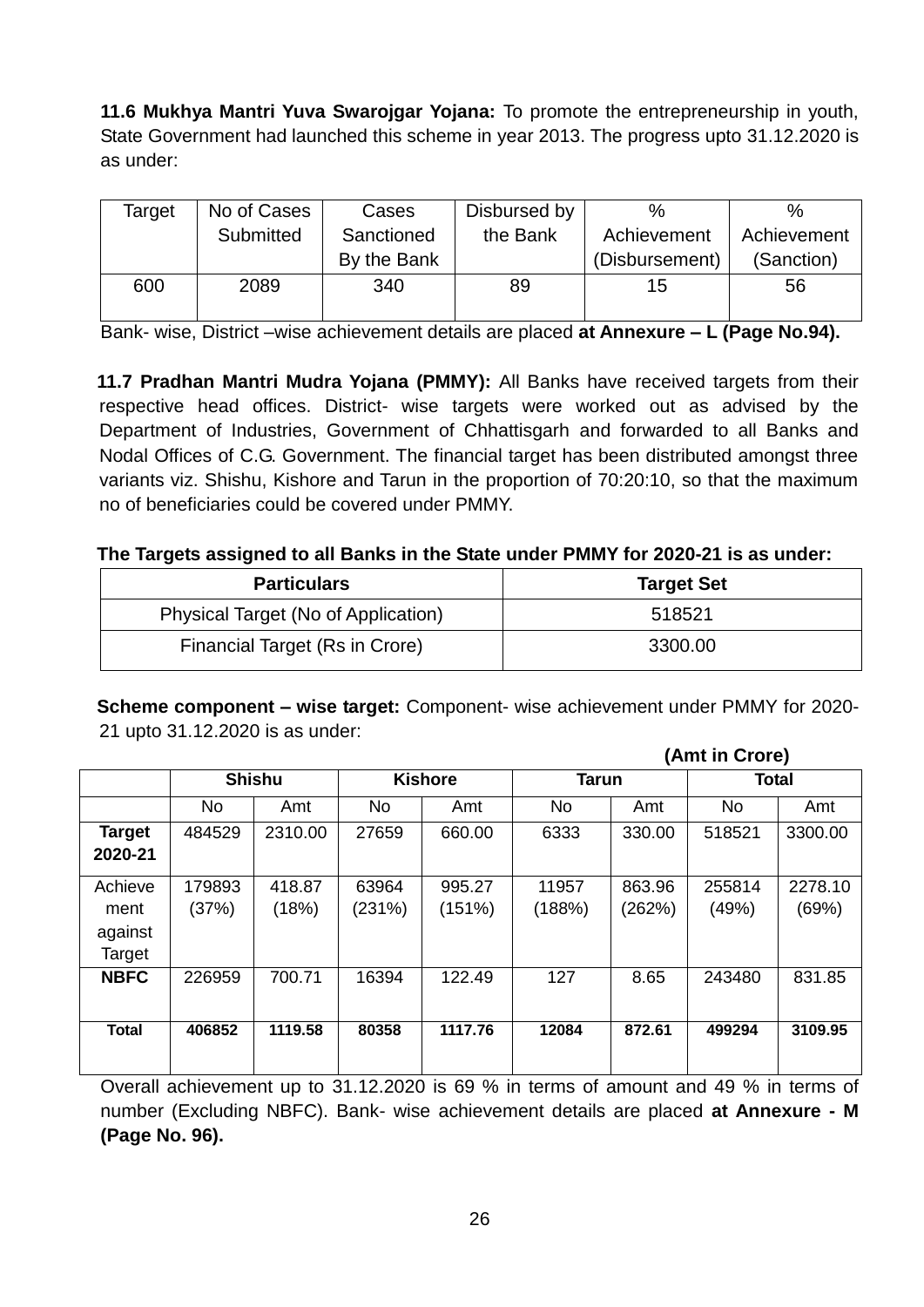**11.6 Mukhya Mantri Yuva Swarojgar Yojana:** To promote the entrepreneurship in youth, State Government had launched this scheme in year 2013. The progress upto 31.12.2020 is as under:

| Target | No of Cases Submitted | Cases Sanctioned By the Bank | Disbursed by the Bank | % Achievement (Disbursement) | % Achievement (Sanction) |
|---|---|---|---|---|---|
| 600 | 2089 | 340 | 89 | 15 | 56 |

Bank- wise, District –wise achievement details are placed **at Annexure – L (Page No.94).**

**11.7 Pradhan Mantri Mudra Yojana (PMMY):** All Banks have received targets from their respective head offices. District- wise targets were worked out as advised by the Department of Industries, Government of Chhattisgarh and forwarded to all Banks and Nodal Offices of C.G. Government. The financial target has been distributed amongst three variants viz. Shishu, Kishore and Tarun in the proportion of 70:20:10, so that the maximum no of beneficiaries could be covered under PMMY.

**The Targets assigned to all Banks in the State under PMMY for 2020-21 is as under:**

| Particulars | Target Set |
|---|---|
| Physical Target (No of Application) | 518521 |
| Financial Target (Rs in Crore) | 3300.00 |

**Scheme component – wise target:** Component- wise achievement under PMMY for 2020-21 upto 31.12.2020 is as under:

**(Amt in Crore)**

| | Shishu | | Kishore | | Tarun | | Total | |
|---|---|---|---|---|---|---|---|---|
| | No | Amt | No | Amt | No | Amt | No | Amt |
| **Target 2020-21** | 484529 | 2310.00 | 27659 | 660.00 | 6333 | 330.00 | 518521 | 3300.00 |
| Achievement against Target | 179893 (37%) | 418.87 (18%) | 63964 (231%) | 995.27 (151%) | 11957 (188%) | 863.96 (262%) | 255814 (49%) | 2278.10 (69%) |
| **NBFC** | 226959 | 700.71 | 16394 | 122.49 | 127 | 8.65 | 243480 | 831.85 |
| **Total** | **406852** | **1119.58** | **80358** | **1117.76** | **12084** | **872.61** | **499294** | **3109.95** |

Overall achievement up to 31.12.2020 is 69 % in terms of amount and 49 % in terms of number (Excluding NBFC). Bank- wise achievement details are placed **at Annexure - M (Page No. 96).**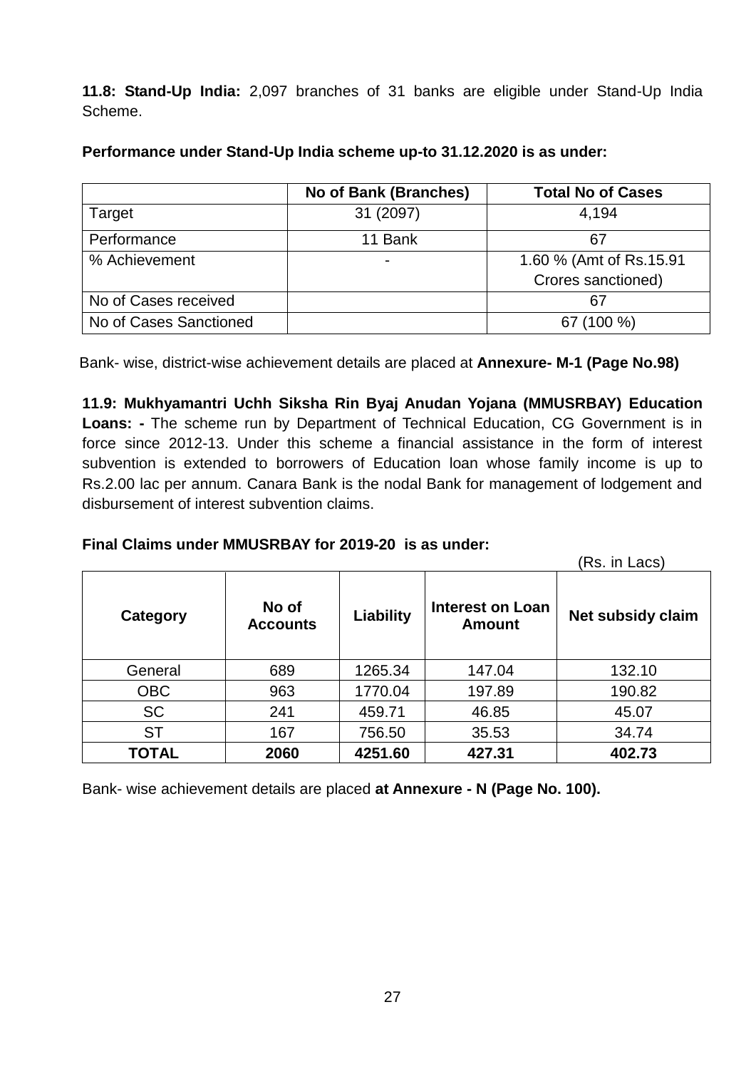**11.8: Stand-Up India:** 2,097 branches of 31 banks are eligible under Stand-Up India Scheme.

**Performance under Stand-Up India scheme up-to 31.12.2020 is as under:**

| | No of Bank (Branches) | Total No of Cases |
|---|---|---|
| Target | 31 (2097) | 4,194 |
| Performance | 11 Bank | 67 |
| % Achievement | - | 1.60 % (Amt of Rs.15.91 Crores sanctioned) |
| No of Cases received | | 67 |
| No of Cases Sanctioned | | 67 (100 %) |

Bank- wise, district-wise achievement details are placed at **Annexure- M-1 (Page No.98)**

**11.9: Mukhyamantri Uchh Siksha Rin Byaj Anudan Yojana (MMUSRBAY) Education Loans: -** The scheme run by Department of Technical Education, CG Government is in force since 2012-13. Under this scheme a financial assistance in the form of interest subvention is extended to borrowers of Education loan whose family income is up to Rs.2.00 lac per annum. Canara Bank is the nodal Bank for management of lodgement and disbursement of interest subvention claims.

**Final Claims under MMUSRBAY for 2019-20 is as under:**

(Rs. in Lacs)

| Category | No of Accounts | Liability | Interest on Loan Amount | Net subsidy claim |
|---|---|---|---|---|
| General | 689 | 1265.34 | 147.04 | 132.10 |
| OBC | 963 | 1770.04 | 197.89 | 190.82 |
| SC | 241 | 459.71 | 46.85 | 45.07 |
| ST | 167 | 756.50 | 35.53 | 34.74 |
| **TOTAL** | **2060** | **4251.60** | **427.31** | **402.73** |

Bank- wise achievement details are placed **at Annexure - N (Page No. 100).**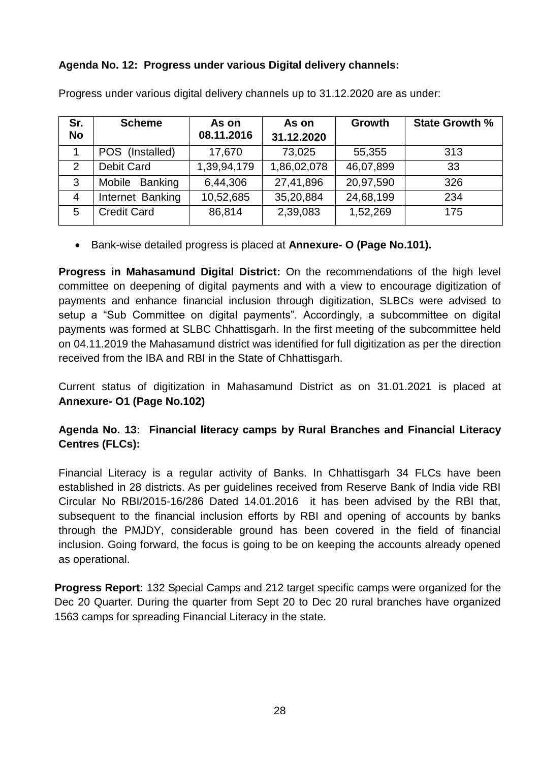**Agenda No. 12: Progress under various Digital delivery channels:**

Progress under various digital delivery channels up to 31.12.2020 are as under:

| Sr. No | Scheme | As on 08.11.2016 | As on 31.12.2020 | Growth | State Growth % |
|---|---|---|---|---|---|
| 1 | POS (Installed) | 17,670 | 73,025 | 55,355 | 313 |
| 2 | Debit Card | 1,39,94,179 | 1,86,02,078 | 46,07,899 | 33 |
| 3 | Mobile Banking | 6,44,306 | 27,41,896 | 20,97,590 | 326 |
| 4 | Internet Banking | 10,52,685 | 35,20,884 | 24,68,199 | 234 |
| 5 | Credit Card | 86,814 | 2,39,083 | 1,52,269 | 175 |

- Bank-wise detailed progress is placed at **Annexure- O (Page No.101).**

**Progress in Mahasamund Digital District:** On the recommendations of the high level committee on deepening of digital payments and with a view to encourage digitization of payments and enhance financial inclusion through digitization, SLBCs were advised to setup a "Sub Committee on digital payments". Accordingly, a subcommittee on digital payments was formed at SLBC Chhattisgarh. In the first meeting of the subcommittee held on 04.11.2019 the Mahasamund district was identified for full digitization as per the direction received from the IBA and RBI in the State of Chhattisgarh.

Current status of digitization in Mahasamund District as on 31.01.2021 is placed at **Annexure- O1 (Page No.102)**

**Agenda No. 13: Financial literacy camps by Rural Branches and Financial Literacy Centres (FLCs):**

Financial Literacy is a regular activity of Banks. In Chhattisgarh 34 FLCs have been established in 28 districts. As per guidelines received from Reserve Bank of India vide RBI Circular No RBI/2015-16/286 Dated 14.01.2016 it has been advised by the RBI that, subsequent to the financial inclusion efforts by RBI and opening of accounts by banks through the PMJDY, considerable ground has been covered in the field of financial inclusion. Going forward, the focus is going to be on keeping the accounts already opened as operational.

**Progress Report:** 132 Special Camps and 212 target specific camps were organized for the Dec 20 Quarter. During the quarter from Sept 20 to Dec 20 rural branches have organized 1563 camps for spreading Financial Literacy in the state.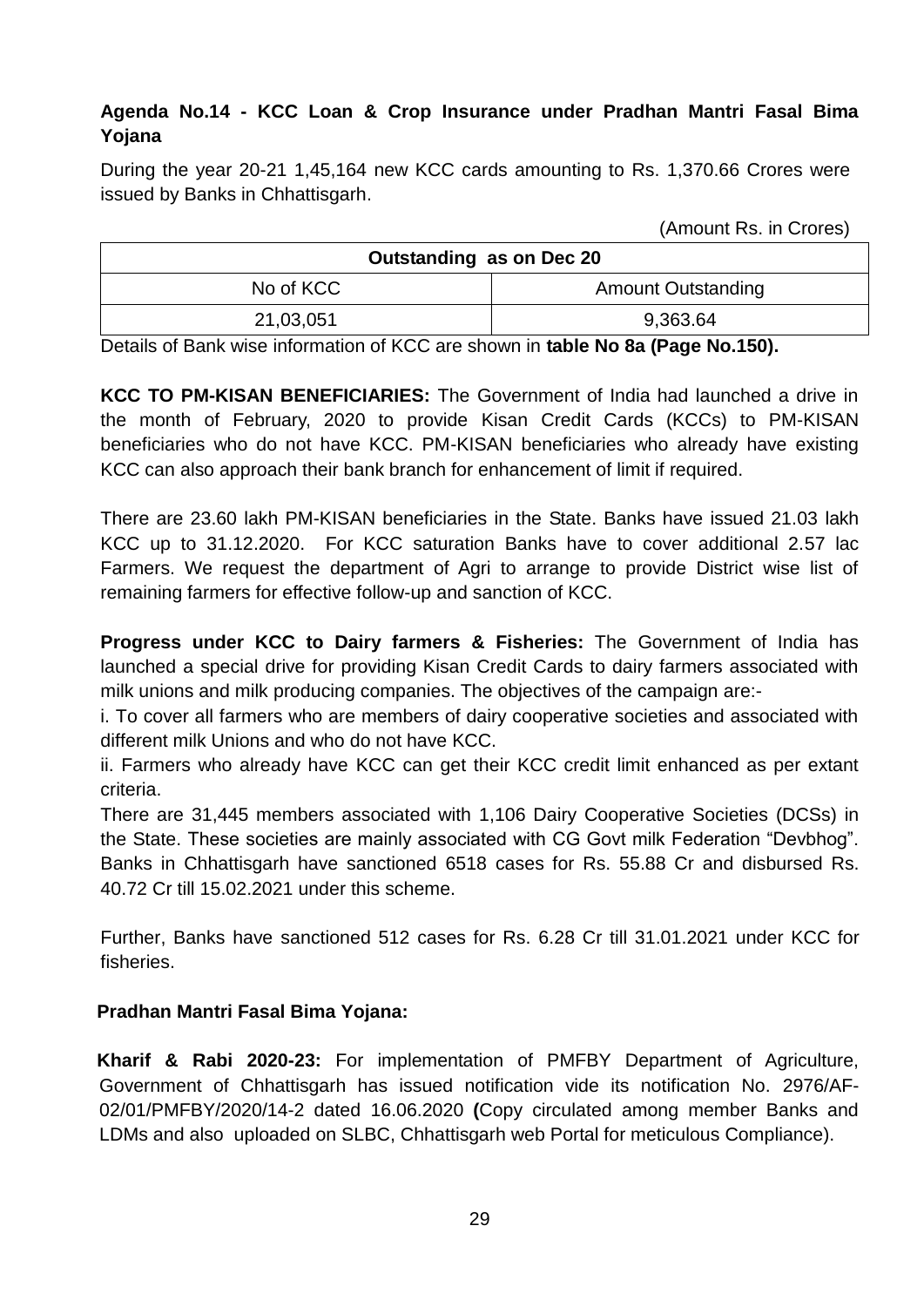**Agenda No.14 - KCC Loan & Crop Insurance under Pradhan Mantri Fasal Bima Yojana**

During the year 20-21 1,45,164 new KCC cards amounting to Rs. 1,370.66 Crores were issued by Banks in Chhattisgarh.

(Amount Rs. in Crores)

| Outstanding as on Dec 20 | |
|---|---|
| No of KCC | Amount Outstanding |
| 21,03,051 | 9,363.64 |

Details of Bank wise information of KCC are shown in **table No 8a (Page No.150).**

**KCC TO PM-KISAN BENEFICIARIES:** The Government of India had launched a drive in the month of February, 2020 to provide Kisan Credit Cards (KCCs) to PM-KISAN beneficiaries who do not have KCC. PM-KISAN beneficiaries who already have existing KCC can also approach their bank branch for enhancement of limit if required.

There are 23.60 lakh PM-KISAN beneficiaries in the State. Banks have issued 21.03 lakh KCC up to 31.12.2020. For KCC saturation Banks have to cover additional 2.57 lac Farmers. We request the department of Agri to arrange to provide District wise list of remaining farmers for effective follow-up and sanction of KCC.

**Progress under KCC to Dairy farmers & Fisheries:** The Government of India has launched a special drive for providing Kisan Credit Cards to dairy farmers associated with milk unions and milk producing companies. The objectives of the campaign are:-

i. To cover all farmers who are members of dairy cooperative societies and associated with different milk Unions and who do not have KCC.

ii. Farmers who already have KCC can get their KCC credit limit enhanced as per extant criteria.

There are 31,445 members associated with 1,106 Dairy Cooperative Societies (DCSs) in the State. These societies are mainly associated with CG Govt milk Federation "Devbhog". Banks in Chhattisgarh have sanctioned 6518 cases for Rs. 55.88 Cr and disbursed Rs. 40.72 Cr till 15.02.2021 under this scheme.

Further, Banks have sanctioned 512 cases for Rs. 6.28 Cr till 31.01.2021 under KCC for fisheries.

**Pradhan Mantri Fasal Bima Yojana:**

**Kharif & Rabi 2020-23:** For implementation of PMFBY Department of Agriculture, Government of Chhattisgarh has issued notification vide its notification No. 2976/AF-02/01/PMFBY/2020/14-2 dated 16.06.2020 **(**Copy circulated among member Banks and LDMs and also uploaded on SLBC, Chhattisgarh web Portal for meticulous Compliance).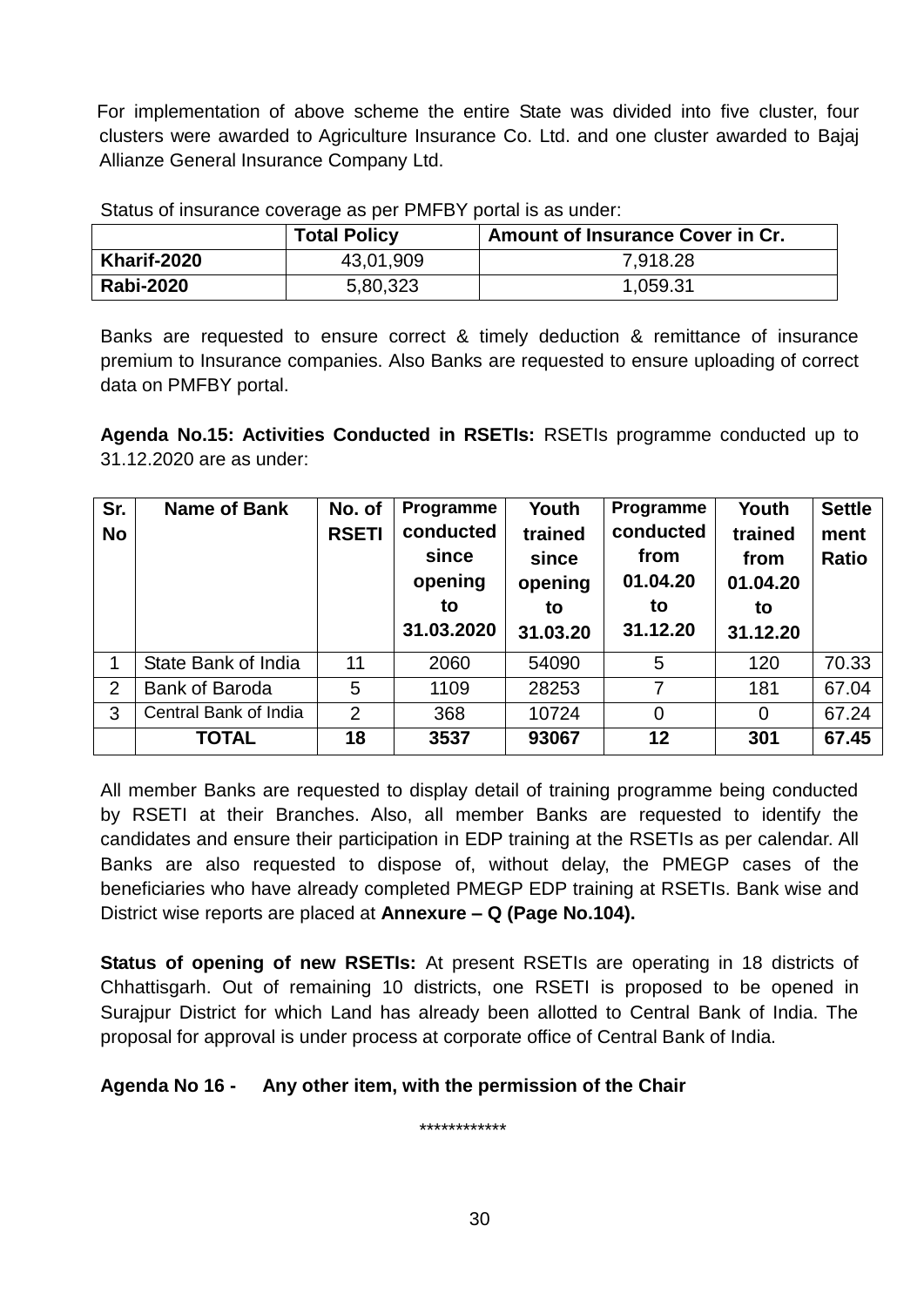For implementation of above scheme the entire State was divided into five cluster, four clusters were awarded to Agriculture Insurance Co. Ltd. and one cluster awarded to Bajaj Allianze General Insurance Company Ltd.

Status of insurance coverage as per PMFBY portal is as under:

| | Total Policy | Amount of Insurance Cover in Cr. |
|---|---|---|
| **Kharif-2020** | 43,01,909 | 7,918.28 |
| **Rabi-2020** | 5,80,323 | 1,059.31 |

Banks are requested to ensure correct & timely deduction & remittance of insurance premium to Insurance companies. Also Banks are requested to ensure uploading of correct data on PMFBY portal.

**Agenda No.15: Activities Conducted in RSETIs:** RSETIs programme conducted up to 31.12.2020 are as under:

| Sr. No | Name of Bank | No. of RSETI | Programme conducted since opening to 31.03.2020 | Youth trained since opening to 31.03.20 | Programme conducted from 01.04.20 to 31.12.20 | Youth trained from 01.04.20 to 31.12.20 | Settlement Ratio |
|---|---|---|---|---|---|---|---|
| 1 | State Bank of India | 11 | 2060 | 54090 | 5 | 120 | 70.33 |
| 2 | Bank of Baroda | 5 | 1109 | 28253 | 7 | 181 | 67.04 |
| 3 | Central Bank of India | 2 | 368 | 10724 | 0 | 0 | 67.24 |
| | **TOTAL** | **18** | **3537** | **93067** | **12** | **301** | **67.45** |

All member Banks are requested to display detail of training programme being conducted by RSETI at their Branches. Also, all member Banks are requested to identify the candidates and ensure their participation in EDP training at the RSETIs as per calendar. All Banks are also requested to dispose of, without delay, the PMEGP cases of the beneficiaries who have already completed PMEGP EDP training at RSETIs. Bank wise and District wise reports are placed at **Annexure – Q (Page No.104).**

**Status of opening of new RSETIs:** At present RSETIs are operating in 18 districts of Chhattisgarh. Out of remaining 10 districts, one RSETI is proposed to be opened in Surajpur District for which Land has already been allotted to Central Bank of India. The proposal for approval is under process at corporate office of Central Bank of India.

**Agenda No 16 - Any other item, with the permission of the Chair**

************